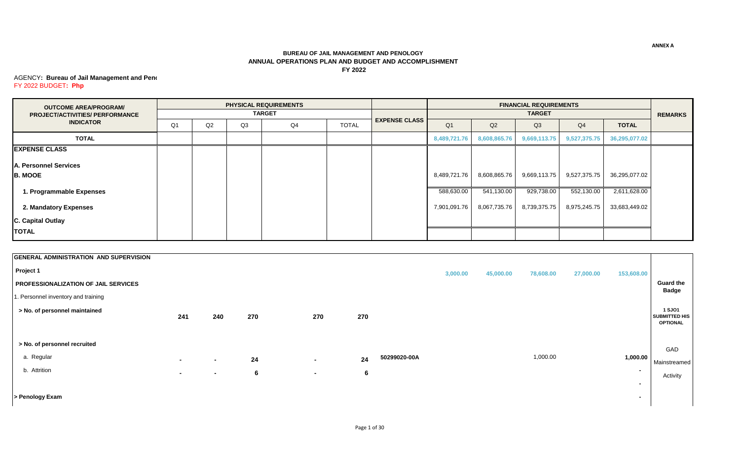ANNEX A

**BUREAU OF JAIL MANAGEMENT AND PENOLOGY**
**ANNUAL OPERATIONS PLAN AND BUDGET AND ACCOMPLISHMENT**
**FY 2022**

AGENCY**: Bureau of Jail Management and Peno**
FY 2022 BUDGET**: Php**

| OUTCOME AREA/PROGRAM/ PROJECT/ACTIVITIES/ PERFORMANCE INDICATOR | PHYSICAL REQUIREMENTS TARGET | | | | | EXPENSE CLASS | FINANCIAL REQUIREMENTS TARGET | | | | | REMARKS |
|---|---|---|---|---|---|---|---|---|---|---|---|---|
| | Q1 | Q2 | Q3 | Q4 | TOTAL | | Q1 | Q2 | Q3 | Q4 | TOTAL | |
| **TOTAL** | | | | | | | 8,489,721.76 | 8,608,865.76 | 9,669,113.75 | 9,527,375.75 | 36,295,077.02 | |
| **EXPENSE CLASS** | | | | | | | | | | | | |
| **A. Personnel Services** | | | | | | | | | | | | |
| **B. MOOE** | | | | | | | 8,489,721.76 | 8,608,865.76 | 9,669,113.75 | 9,527,375.75 | 36,295,077.02 | |
| **1. Programmable Expenses** | | | | | | | 588,630.00 | 541,130.00 | 929,738.00 | 552,130.00 | 2,611,628.00 | |
| **2. Mandatory Expenses** | | | | | | | 7,901,091.76 | 8,067,735.76 | 8,739,375.75 | 8,975,245.75 | 33,683,449.02 | |
| **C. Capital Outlay** | | | | | | | | | | | | |
| **TOTAL** | | | | | | | | | | | | |
| **GENERAL ADMINISTRATION AND SUPERVISION** | | | | | | | | | | | | |
| **Project 1** | | | | | | | 3,000.00 | 45,000.00 | 78,608.00 | 27,000.00 | 153,608.00 | |
| **PROFESSIONALIZATION OF JAIL SERVICES** | | | | | | | | | | | | **Guard the Badge** |
| 1. Personnel inventory and training | | | | | | | | | | | | |
| **> No. of personnel maintained** | 241 | 240 | 270 | 270 | 270 | | | | | | | **1 SJO1 SUBMITTED HIS OPTIONAL** |
| **> No. of personnel recruited** | | | | | | | | | | | | GAD |
| a. Regular | - | - | 24 | - | 24 | 50299020-00A | | | 1,000.00 | | 1,000.00 | Mainstreamed |
| b. Attrition | - | - | 6 | - | 6 | | | | | | - | Activity |
| | | | | | | | | | | | - | |
| **> Penology Exam** | | | | | | | | | | | - | |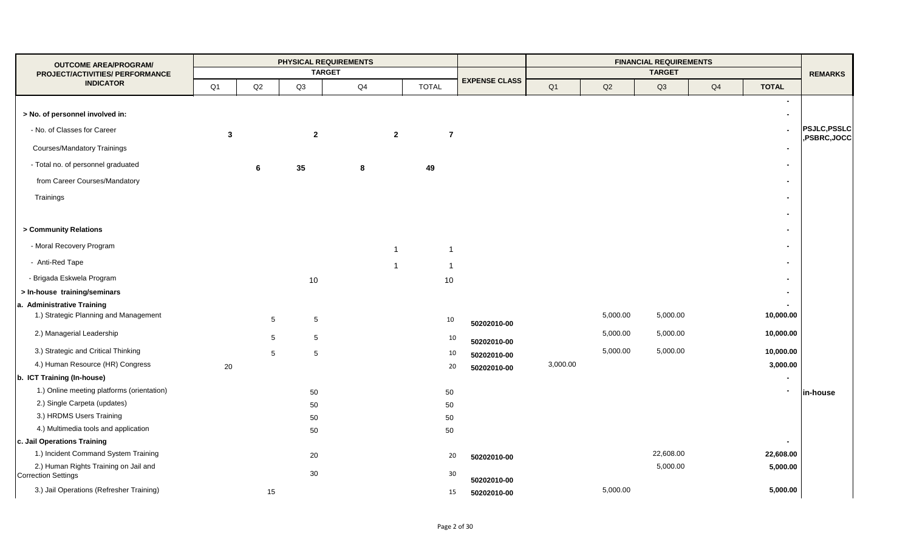| OUTCOME AREA/PROGRAM/ PROJECT/ACTIVITIES/ PERFORMANCE INDICATOR | PHYSICAL REQUIREMENTS | | | | | EXPENSE CLASS | FINANCIAL REQUIREMENTS | | | | | REMARKS |
|---|---|---|---|---|---|---|---|---|---|---|---|---|
| | TARGET | | | | | | TARGET | | | | | |
| | Q1 | Q2 | Q3 | Q4 | TOTAL | | Q1 | Q2 | Q3 | Q4 | TOTAL | |
| | | | | | | | | | | | - | |
| **> No. of personnel involved in:** | | | | | | | | | | | - | |
| - No. of Classes for Career | **3** | | **2** | **2** | **7** | | | | | | - | **PSJLC,PSSLC,PSBRC,JOCC** |
| Courses/Mandatory Trainings | | | | | | | | | | | - | |
| - Total no. of personnel graduated | | **6** | **35** | **8** | **49** | | | | | | - | |
| from Career Courses/Mandatory | | | | | | | | | | | - | |
| Trainings | | | | | | | | | | | - | |
| | | | | | | | | | | | - | |
| **> Community Relations** | | | | | | | | | | | - | |
| - Moral Recovery Program | | | | 1 | 1 | | | | | | - | |
| - Anti-Red Tape | | | | 1 | 1 | | | | | | - | |
| - Brigada Eskwela Program | | | 10 | | 10 | | | | | | - | |
| **> In-house training/seminars** | | | | | | | | | | | - | |
| **a. Administrative Training** | | | | | | | | | | | - | |
| 1.) Strategic Planning and Management | | 5 | 5 | | 10 | **50202010-00** | | 5,000.00 | 5,000.00 | | **10,000.00** | |
| 2.) Managerial Leadership | | 5 | 5 | | 10 | **50202010-00** | | 5,000.00 | 5,000.00 | | **10,000.00** | |
| 3.) Strategic and Critical Thinking | | 5 | 5 | | 10 | **50202010-00** | | 5,000.00 | 5,000.00 | | **10,000.00** | |
| 4.) Human Resource (HR) Congress | 20 | | | | 20 | **50202010-00** | 3,000.00 | | | | **3,000.00** | |
| **b. ICT Training (In-house)** | | | | | | | | | | | - | |
| 1.) Online meeting platforms (orientation) | | | 50 | | 50 | | | | | | - | **in-house** |
| 2.) Single Carpeta (updates) | | | 50 | | 50 | | | | | | | |
| 3.) HRDMS Users Training | | | 50 | | 50 | | | | | | | |
| 4.) Multimedia tools and application | | | 50 | | 50 | | | | | | | |
| **c. Jail Operations Training** | | | | | | | | | | | - | |
| 1.) Incident Command System Training | | | 20 | | 20 | **50202010-00** | | | 22,608.00 | | **22,608.00** | |
| 2.) Human Rights Training on Jail and Correction Settings | | | 30 | | 30 | **50202010-00** | | | 5,000.00 | | **5,000.00** | |
| 3.) Jail Operations (Refresher Training) | | 15 | | | 15 | **50202010-00** | | 5,000.00 | | | **5,000.00** | |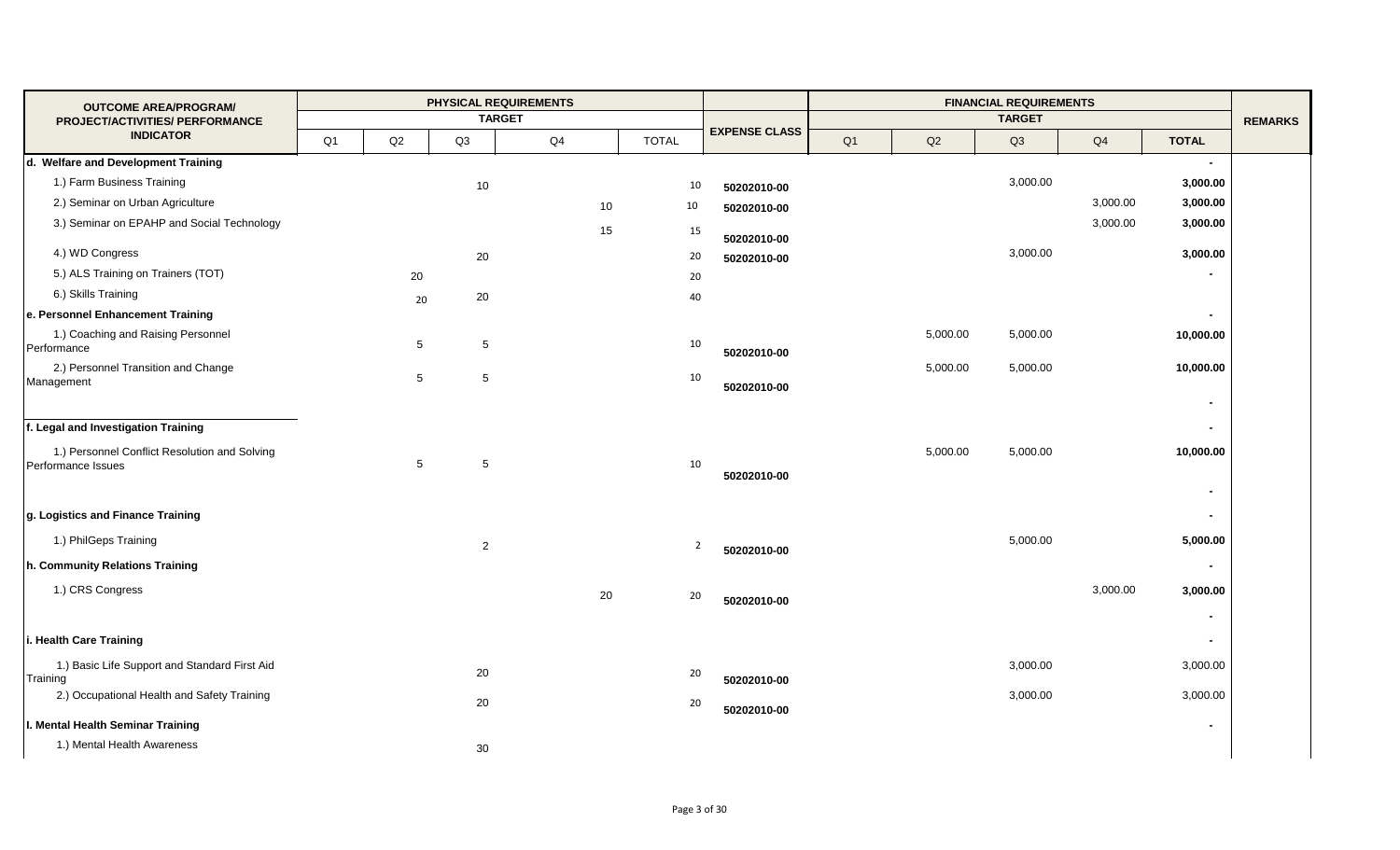| OUTCOME AREA/PROGRAM/ PROJECT/ACTIVITIES/ PERFORMANCE INDICATOR | PHYSICAL REQUIREMENTS TARGET | | | | | EXPENSE CLASS | FINANCIAL REQUIREMENTS TARGET | | | | | REMARKS |
|---|---|---|---|---|---|---|---|---|---|---|---|---|
| | Q1 | Q2 | Q3 | Q4 | TOTAL | | Q1 | Q2 | Q3 | Q4 | TOTAL | |
| **d. Welfare and Development Training** | | | | | | | | | | | - | |
| 1.) Farm Business Training | | | 10 | | 10 | 50202010-00 | | | 3,000.00 | | **3,000.00** | |
| 2.) Seminar on Urban Agriculture | | | | 10 | 10 | 50202010-00 | | | | 3,000.00 | **3,000.00** | |
| 3.) Seminar on EPAHP and Social Technology | | | | 15 | 15 | 50202010-00 | | | | 3,000.00 | **3,000.00** | |
| 4.) WD Congress | | | 20 | | 20 | 50202010-00 | | | 3,000.00 | | **3,000.00** | |
| 5.) ALS Training on Trainers (TOT) | | 20 | | | 20 | | | | | | - | |
| 6.) Skills Training | | 20 | 20 | | 40 | | | | | | | |
| **e. Personnel Enhancement Training** | | | | | | | | | | | - | |
| 1.) Coaching and Raising Personnel Performance | | 5 | 5 | | 10 | 50202010-00 | | 5,000.00 | 5,000.00 | | **10,000.00** | |
| 2.) Personnel Transition and Change Management | | 5 | 5 | | 10 | 50202010-00 | | 5,000.00 | 5,000.00 | | **10,000.00** | |
| | | | | | | | | | | | - | |
| **f. Legal and Investigation Training** | | | | | | | | | | | - | |
| 1.) Personnel Conflict Resolution and Solving Performance Issues | | 5 | 5 | | 10 | 50202010-00 | | 5,000.00 | 5,000.00 | | **10,000.00** | |
| | | | | | | | | | | | - | |
| **g. Logistics and Finance Training** | | | | | | | | | | | - | |
| 1.) PhilGeps Training | | | 2 | | 2 | 50202010-00 | | | 5,000.00 | | **5,000.00** | |
| **h. Community Relations Training** | | | | | | | | | | | - | |
| 1.) CRS Congress | | | | 20 | 20 | 50202010-00 | | | | 3,000.00 | **3,000.00** | |
| | | | | | | | | | | | - | |
| **i. Health Care Training** | | | | | | | | | | | - | |
| 1.) Basic Life Support and Standard First Aid Training | | | 20 | | 20 | 50202010-00 | | | 3,000.00 | | 3,000.00 | |
| 2.) Occupational Health and Safety Training | | | 20 | | 20 | 50202010-00 | | | 3,000.00 | | 3,000.00 | |
| **l. Mental Health Seminar Training** | | | | | | | | | | | - | |
| 1.) Mental Health Awareness | | | 30 | | | | | | | | | |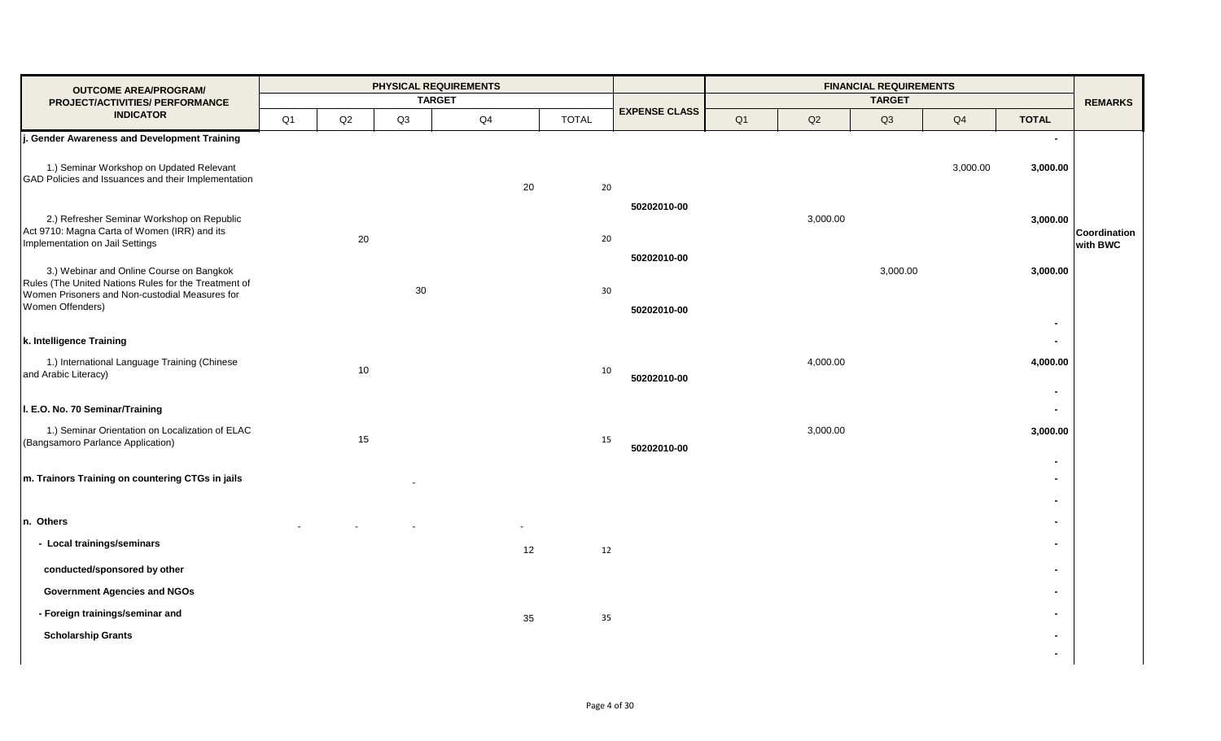| OUTCOME AREA/PROGRAM/ PROJECT/ACTIVITIES/ PERFORMANCE INDICATOR | PHYSICAL REQUIREMENTS TARGET | | | | | EXPENSE CLASS | FINANCIAL REQUIREMENTS TARGET | | | | | REMARKS |
|---|---|---|---|---|---|---|---|---|---|---|---|---|
| | Q1 | Q2 | Q3 | Q4 | TOTAL | | Q1 | Q2 | Q3 | Q4 | TOTAL | |
| **j. Gender Awareness and Development Training** | | | | | | | | | | | - | |
| 1.) Seminar Workshop on Updated Relevant GAD Policies and Issuances and their Implementation | | | | 20 | 20 | 50202010-00 | | | | 3,000.00 | **3,000.00** | |
| 2.) Refresher Seminar Workshop on Republic Act 9710: Magna Carta of Women (IRR) and its Implementation on Jail Settings | | 20 | | | 20 | 50202010-00 | | 3,000.00 | | | **3,000.00** | **Coordination with BWC** |
| 3.) Webinar and Online Course on Bangkok Rules (The United Nations Rules for the Treatment of Women Prisoners and Non-custodial Measures for Women Offenders) | | | 30 | | 30 | 50202010-00 | | | 3,000.00 | | **3,000.00** | |
| | | | | | | | | | | | - | |
| **k. Intelligence Training** | | | | | | | | | | | - | |
| 1.) International Language Training (Chinese and Arabic Literacy) | | 10 | | | 10 | 50202010-00 | | 4,000.00 | | | **4,000.00** | |
| | | | | | | | | | | | - | |
| **l. E.O. No. 70 Seminar/Training** | | | | | | | | | | | - | |
| 1.) Seminar Orientation on Localization of ELAC (Bangsamoro Parlance Application) | | 15 | | | 15 | 50202010-00 | | 3,000.00 | | | **3,000.00** | |
| | | | | | | | | | | | - | |
| **m. Trainors Training on countering CTGs in jails** | | | - | | | | | | | | - | |
| | | | | | | | | | | | - | |
| **n. Others** | - | - | - | - | | | | | | | - | |
| **- Local trainings/seminars** | | | | 12 | 12 | | | | | | - | |
| **conducted/sponsored by other** | | | | | | | | | | | - | |
| **Government Agencies and NGOs** | | | | | | | | | | | - | |
| **- Foreign trainings/seminar and** | | | | 35 | 35 | | | | | | - | |
| **Scholarship Grants** | | | | | | | | | | | - | |
| | | | | | | | | | | | - | |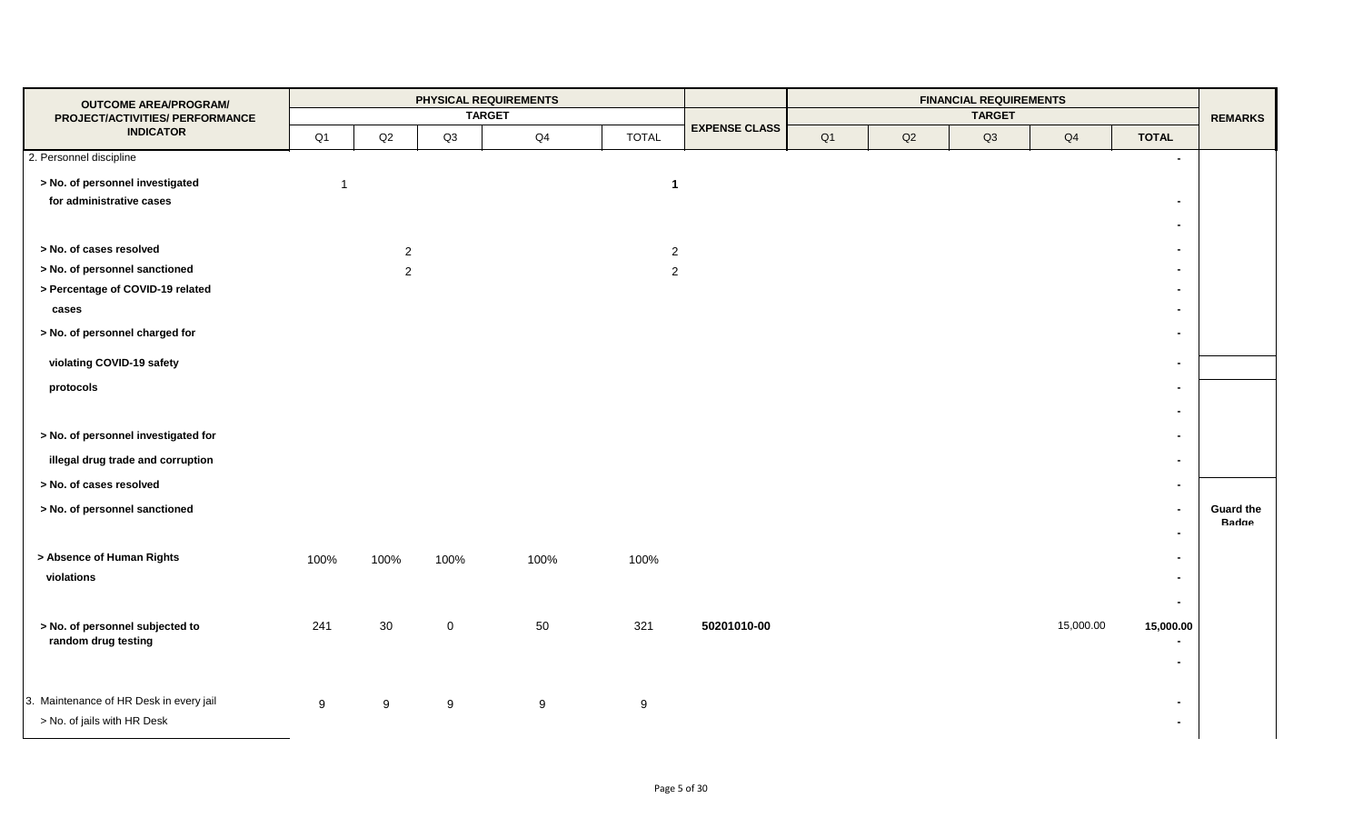| OUTCOME AREA/PROGRAM/ PROJECT/ACTIVITIES/ PERFORMANCE INDICATOR | PHYSICAL REQUIREMENTS TARGET | | | | | EXPENSE CLASS | FINANCIAL REQUIREMENTS TARGET | | | | | REMARKS |
|---|---|---|---|---|---|---|---|---|---|---|---|---|
| | Q1 | Q2 | Q3 | Q4 | TOTAL | | Q1 | Q2 | Q3 | Q4 | TOTAL | |
| 2. Personnel discipline | | | | | | | | | | | - | |
| **> No. of personnel investigated for administrative cases** | 1 | | | | **1** | | | | | | - | |
| | | | | | | | | | | | - | |
| **> No. of cases resolved** | | 2 | | | 2 | | | | | | - | |
| **> No. of personnel sanctioned** | | 2 | | | 2 | | | | | | - | |
| **> Percentage of COVID-19 related cases** | | | | | | | | | | | - | |
| **> No. of personnel charged for violating COVID-19 safety protocols** | | | | | | | | | | | - | |
| | | | | | | | | | | | - | |
| **> No. of personnel investigated for illegal drug trade and corruption** | | | | | | | | | | | - | |
| **> No. of cases resolved** | | | | | | | | | | | - | |
| **> No. of personnel sanctioned** | | | | | | | | | | | - | **Guard the Badge** |
| | | | | | | | | | | | - | |
| **> Absence of Human Rights violations** | 100% | 100% | 100% | 100% | 100% | | | | | | - | |
| | | | | | | | | | | | - | |
| **> No. of personnel subjected to random drug testing** | 241 | 30 | 0 | 50 | 321 | **50201010-00** | | | | 15,000.00 | **15,000.00** | |
| | | | | | | | | | | | - | |
| 3. Maintenance of HR Desk in every jail | 9 | 9 | 9 | 9 | 9 | | | | | | - | |
| > No. of jails with HR Desk | | | | | | | | | | | - | |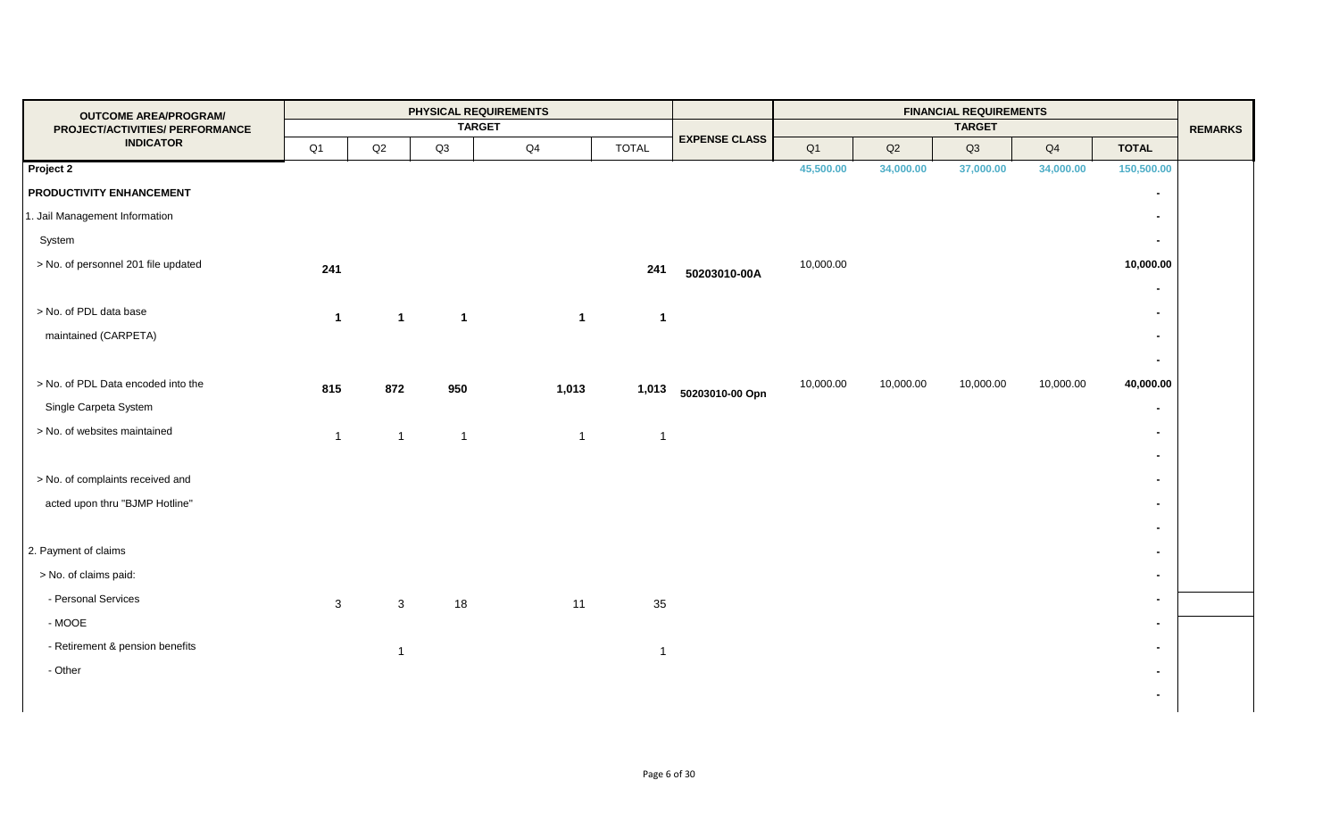| OUTCOME AREA/PROGRAM/ PROJECT/ACTIVITIES/ PERFORMANCE INDICATOR | PHYSICAL REQUIREMENTS | | | | | EXPENSE CLASS | FINANCIAL REQUIREMENTS | | | | | REMARKS |
|---|---|---|---|---|---|---|---|---|---|---|---|---|
| | TARGET | | | | | | TARGET | | | | | |
| | Q1 | Q2 | Q3 | Q4 | TOTAL | | Q1 | Q2 | Q3 | Q4 | TOTAL | |
| **Project 2** | | | | | | | **45,500.00** | **34,000.00** | **37,000.00** | **34,000.00** | **150,500.00** | |
| **PRODUCTIVITY ENHANCEMENT** | | | | | | | | | | | - | |
| 1. Jail Management Information | | | | | | | | | | | - | |
| System | | | | | | | | | | | - | |
| > No. of personnel 201 file updated | **241** | | | | **241** | **50203010-00A** | 10,000.00 | | | | **10,000.00** | |
| | | | | | | | | | | | - | |
| > No. of PDL data base | **1** | **1** | **1** | **1** | **1** | | | | | | - | |
| maintained (CARPETA) | | | | | | | | | | | - | |
| | | | | | | | | | | | - | |
| > No. of PDL Data encoded into the | **815** | **872** | **950** | **1,013** | **1,013** | **50203010-00 Opn** | 10,000.00 | 10,000.00 | 10,000.00 | 10,000.00 | **40,000.00** | |
| Single Carpeta System | | | | | | | | | | | - | |
| > No. of websites maintained | 1 | 1 | 1 | 1 | 1 | | | | | | - | |
| | | | | | | | | | | | - | |
| > No. of complaints received and | | | | | | | | | | | - | |
| acted upon thru "BJMP Hotline" | | | | | | | | | | | - | |
| | | | | | | | | | | | - | |
| 2. Payment of claims | | | | | | | | | | | - | |
| > No. of claims paid: | | | | | | | | | | | - | |
| - Personal Services | 3 | 3 | 18 | 11 | 35 | | | | | | - | |
| - MOOE | | | | | | | | | | | - | |
| - Retirement & pension benefits | | 1 | | | 1 | | | | | | - | |
| - Other | | | | | | | | | | | - | |
| | | | | | | | | | | | - | |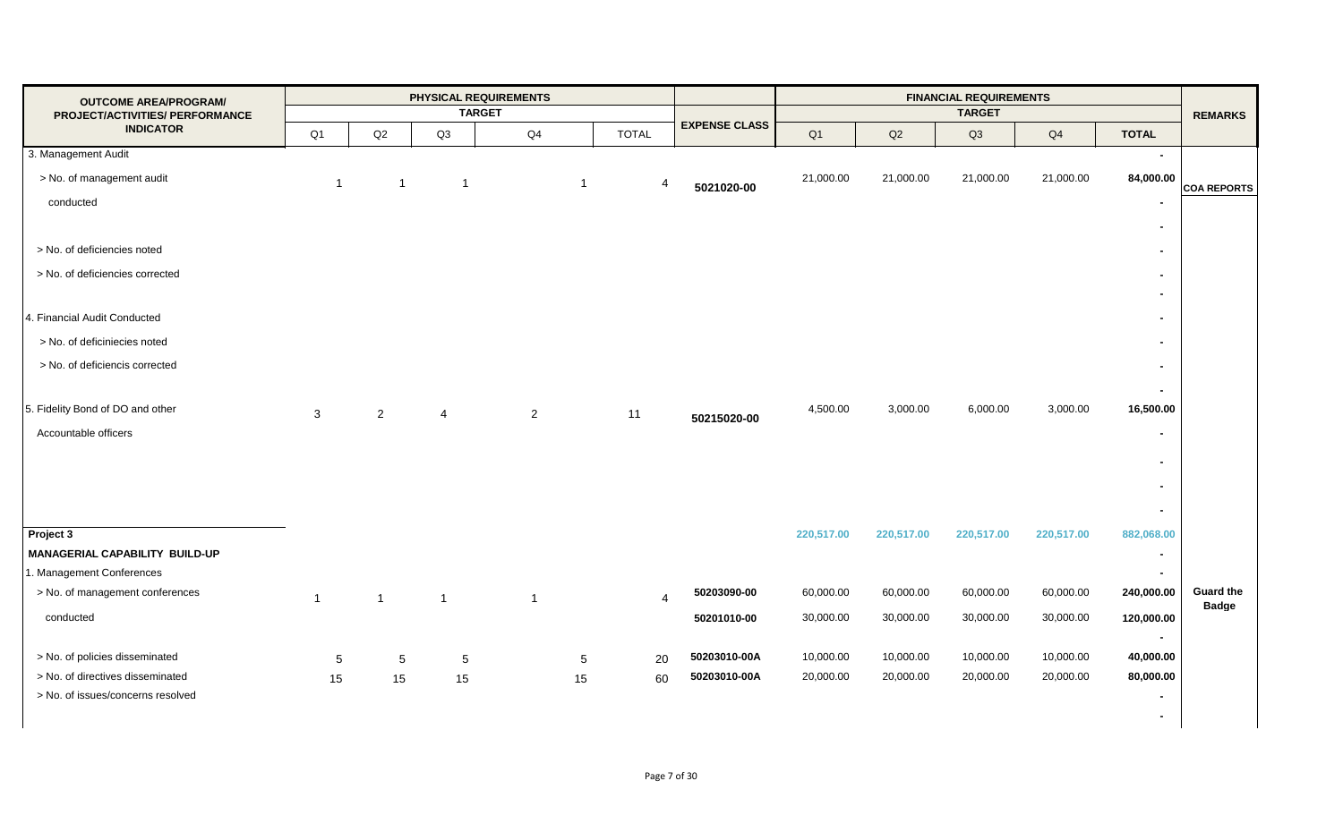| OUTCOME AREA/PROGRAM/ PROJECT/ACTIVITIES/ PERFORMANCE INDICATOR | PHYSICAL REQUIREMENTS | | | | | EXPENSE CLASS | FINANCIAL REQUIREMENTS | | | | | REMARKS |
|---|---|---|---|---|---|---|---|---|---|---|---|---|
| | TARGET | | | | | | TARGET | | | | | |
| | Q1 | Q2 | Q3 | Q4 | TOTAL | | Q1 | Q2 | Q3 | Q4 | TOTAL | |
| 3. Management Audit | | | | | | | | | | | - | |
| > No. of management audit conducted | 1 | 1 | 1 | 1 | 4 | 5021020-00 | 21,000.00 | 21,000.00 | 21,000.00 | 21,000.00 | 84,000.00 | COA REPORTS |
| | | | | | | | | | | | - | |
| | | | | | | | | | | | - | |
| > No. of deficiencies noted | | | | | | | | | | | - | |
| > No. of deficiencies corrected | | | | | | | | | | | - | |
| | | | | | | | | | | | - | |
| 4. Financial Audit Conducted | | | | | | | | | | | - | |
| > No. of deficiniecies noted | | | | | | | | | | | - | |
| > No. of deficiencis corrected | | | | | | | | | | | - | |
| | | | | | | | | | | | - | |
| 5. Fidelity Bond of DO and other Accountable officers | 3 | 2 | 4 | 2 | 11 | 50215020-00 | 4,500.00 | 3,000.00 | 6,000.00 | 3,000.00 | 16,500.00 | |
| | | | | | | | | | | | - | |
| | | | | | | | | | | | - | |
| | | | | | | | | | | | - | |
| | | | | | | | | | | | - | |
| **Project 3** | | | | | | | **220,517.00** | **220,517.00** | **220,517.00** | **220,517.00** | **882,068.00** | |
| **MANAGERIAL CAPABILITY BUILD-UP** | | | | | | | | | | | - | |
| 1. Management Conferences | | | | | | | | | | | - | |
| > No. of management conferences conducted | 1 | 1 | 1 | 1 | 4 | 50203090-00 | 60,000.00 | 60,000.00 | 60,000.00 | 60,000.00 | 240,000.00 | Guard the Badge |
| | | | | | | 50201010-00 | 30,000.00 | 30,000.00 | 30,000.00 | 30,000.00 | 120,000.00 | |
| | | | | | | | | | | | - | |
| > No. of policies disseminated | 5 | 5 | 5 | 5 | 20 | 50203010-00A | 10,000.00 | 10,000.00 | 10,000.00 | 10,000.00 | 40,000.00 | |
| > No. of directives disseminated | 15 | 15 | 15 | 15 | 60 | 50203010-00A | 20,000.00 | 20,000.00 | 20,000.00 | 20,000.00 | 80,000.00 | |
| > No. of issues/concerns resolved | | | | | | | | | | | - | |
| | | | | | | | | | | | - | |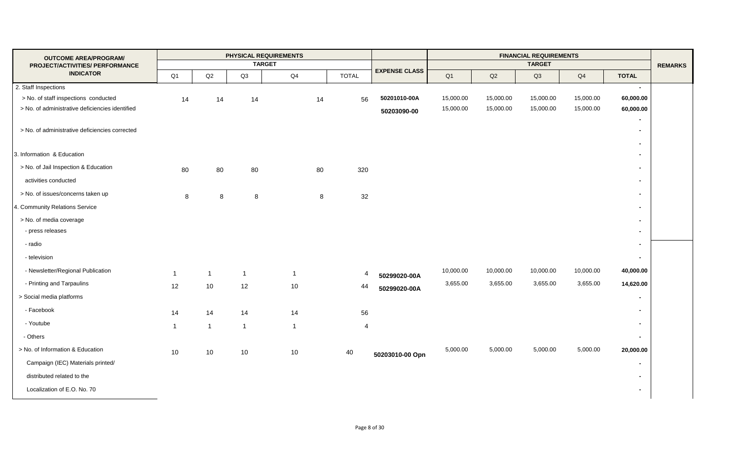| OUTCOME AREA/PROGRAM/ PROJECT/ACTIVITIES/ PERFORMANCE INDICATOR | PHYSICAL REQUIREMENTS TARGET | | | | | EXPENSE CLASS | FINANCIAL REQUIREMENTS TARGET | | | | | REMARKS |
|---|---|---|---|---|---|---|---|---|---|---|---|---|
| | Q1 | Q2 | Q3 | Q4 | TOTAL | | Q1 | Q2 | Q3 | Q4 | TOTAL | |
| 2. Staff Inspections | | | | | | | | | | | - | |
| > No. of staff inspections conducted | 14 | 14 | 14 | 14 | 56 | 50201010-00A | 15,000.00 | 15,000.00 | 15,000.00 | 15,000.00 | 60,000.00 | |
| > No. of administrative deficiencies identified | | | | | | 50203090-00 | 15,000.00 | 15,000.00 | 15,000.00 | 15,000.00 | 60,000.00 | |
| | | | | | | | | | | | - | |
| > No. of administrative deficiencies corrected | | | | | | | | | | | - | |
| | | | | | | | | | | | - | |
| 3. Information & Education | | | | | | | | | | | - | |
| > No. of Jail Inspection & Education activities conducted | 80 | 80 | 80 | 80 | 320 | | | | | | - | |
| | | | | | | | | | | | - | |
| > No. of issues/concerns taken up | 8 | 8 | 8 | 8 | 32 | | | | | | - | |
| 4. Community Relations Service | | | | | | | | | | | - | |
| > No. of media coverage | | | | | | | | | | | - | |
| - press releases | | | | | | | | | | | - | |
| - radio | | | | | | | | | | | - | |
| - television | | | | | | | | | | | - | |
| - Newsletter/Regional Publication | 1 | 1 | 1 | 1 | 4 | 50299020-00A | 10,000.00 | 10,000.00 | 10,000.00 | 10,000.00 | 40,000.00 | |
| - Printing and Tarpaulins | 12 | 10 | 12 | 10 | 44 | 50299020-00A | 3,655.00 | 3,655.00 | 3,655.00 | 3,655.00 | 14,620.00 | |
| > Social media platforms | | | | | | | | | | | - | |
| - Facebook | 14 | 14 | 14 | 14 | 56 | | | | | | - | |
| - Youtube | 1 | 1 | 1 | 1 | 4 | | | | | | - | |
| - Others | | | | | | | | | | | - | |
| > No. of Information & Education Campaign (IEC) Materials printed/ distributed related to the Localization of E.O. No. 70 | 10 | 10 | 10 | 10 | 40 | 50203010-00 Opn | 5,000.00 | 5,000.00 | 5,000.00 | 5,000.00 | 20,000.00 | |
| | | | | | | | | | | | - | |
| | | | | | | | | | | | - | |
| | | | | | | | | | | | - | |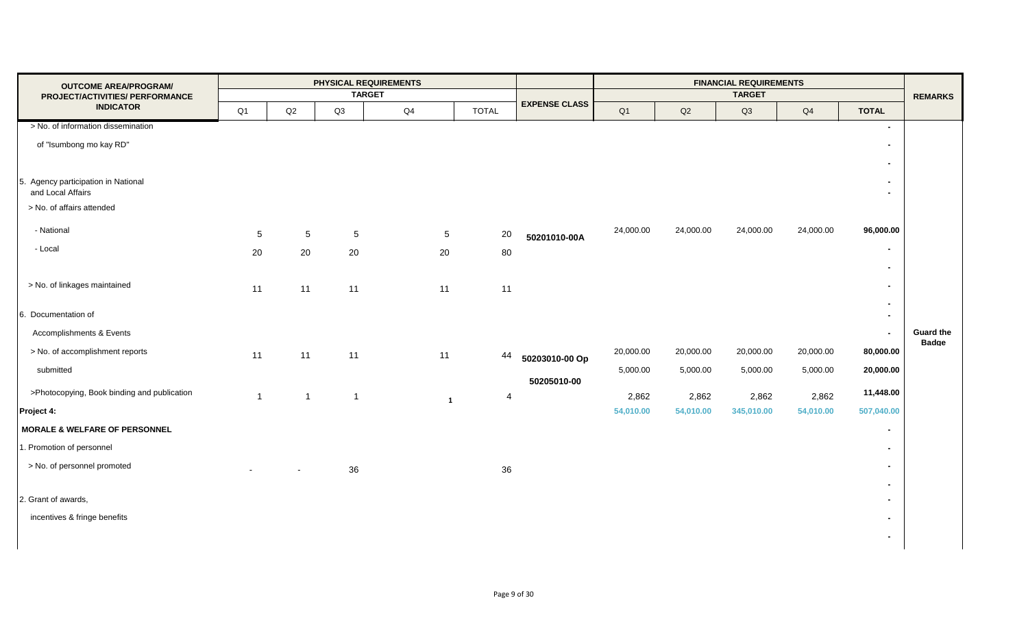| OUTCOME AREA/PROGRAM/ PROJECT/ACTIVITIES/ PERFORMANCE INDICATOR | PHYSICAL REQUIREMENTS TARGET | | | | | EXPENSE CLASS | FINANCIAL REQUIREMENTS TARGET | | | | | REMARKS |
|---|---|---|---|---|---|---|---|---|---|---|---|---|
| | Q1 | Q2 | Q3 | Q4 | TOTAL | | Q1 | Q2 | Q3 | Q4 | TOTAL | |
| > No. of information dissemination | | | | | | | | | | | - | |
| of "Isumbong mo kay RD" | | | | | | | | | | | - | |
| | | | | | | | | | | | - | |
| 5. Agency participation in National and Local Affairs | | | | | | | | | | | - | |
| > No. of affairs attended | | | | | | | | | | | | |
| - National | 5 | 5 | 5 | 5 | 20 | 50201010-00A | 24,000.00 | 24,000.00 | 24,000.00 | 24,000.00 | 96,000.00 | |
| - Local | 20 | 20 | 20 | 20 | 80 | | | | | | - | |
| | | | | | | | | | | | - | |
| > No. of linkages maintained | 11 | 11 | 11 | 11 | 11 | | | | | | - | |
| | | | | | | | | | | | - | |
| 6. Documentation of | | | | | | | | | | | - | |
| Accomplishments & Events | | | | | | | | | | | - | Guard the Badge |
| > No. of accomplishment reports | 11 | 11 | 11 | 11 | 44 | 50203010-00 Op | 20,000.00 | 20,000.00 | 20,000.00 | 20,000.00 | 80,000.00 | |
| submitted | | | | | | | 5,000.00 | 5,000.00 | 5,000.00 | 5,000.00 | 20,000.00 | |
| | | | | | | 50205010-00 | | | | | | |
| >Photocopying, Book binding and publication | 1 | 1 | 1 | 1 | 4 | | 2,862 | 2,862 | 2,862 | 2,862 | 11,448.00 | |
| **Project 4:** | | | | | | | 54,010.00 | 54,010.00 | 345,010.00 | 54,010.00 | 507,040.00 | |
| **MORALE & WELFARE OF PERSONNEL** | | | | | | | | | | | - | |
| 1. Promotion of personnel | | | | | | | | | | | - | |
| > No. of personnel promoted | - | - | 36 | | 36 | | | | | | - | |
| | | | | | | | | | | | - | |
| 2. Grant of awards, | | | | | | | | | | | - | |
| incentives & fringe benefits | | | | | | | | | | | - | |
| | | | | | | | | | | | - | |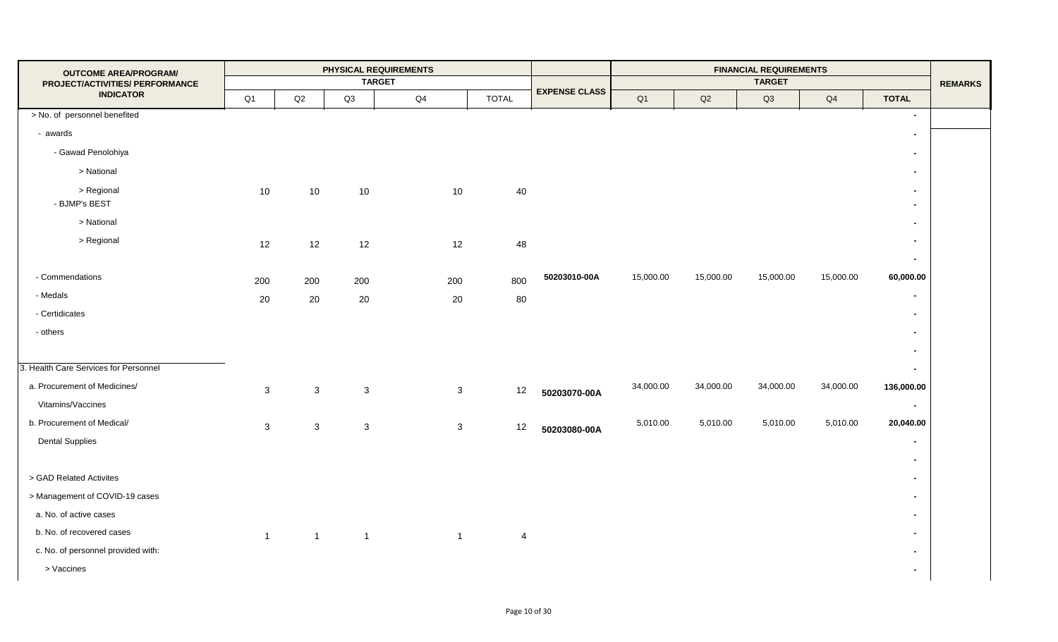| OUTCOME AREA/PROGRAM/ PROJECT/ACTIVITIES/ PERFORMANCE INDICATOR | PHYSICAL REQUIREMENTS TARGET | | | | | EXPENSE CLASS | FINANCIAL REQUIREMENTS TARGET | | | | | REMARKS |
|---|---|---|---|---|---|---|---|---|---|---|---|---|
| | Q1 | Q2 | Q3 | Q4 | TOTAL | | Q1 | Q2 | Q3 | Q4 | TOTAL | |
| > No. of personnel benefited | | | | | | | | | | | - | |
| - awards | | | | | | | | | | | - | |
| - Gawad Penolohiya | | | | | | | | | | | - | |
| > National | | | | | | | | | | | - | |
| > Regional | 10 | 10 | 10 | 10 | 40 | | | | | | - | |
| - BJMP's BEST | | | | | | | | | | | - | |
| > National | | | | | | | | | | | - | |
| > Regional | 12 | 12 | 12 | 12 | 48 | | | | | | - | |
| | | | | | | | | | | | - | |
| - Commendations | 200 | 200 | 200 | 200 | 800 | 50203010-00A | 15,000.00 | 15,000.00 | 15,000.00 | 15,000.00 | 60,000.00 | |
| - Medals | 20 | 20 | 20 | 20 | 80 | | | | | | - | |
| - Certidicates | | | | | | | | | | | - | |
| - others | | | | | | | | | | | - | |
| | | | | | | | | | | | - | |
| 3. Health Care Services for Personnel | | | | | | | | | | | - | |
| a. Procurement of Medicines/ Vitamins/Vaccines | 3 | 3 | 3 | 3 | 12 | 50203070-00A | 34,000.00 | 34,000.00 | 34,000.00 | 34,000.00 | 136,000.00 | |
| | | | | | | | | | | | - | |
| b. Procurement of Medical/ Dental Supplies | 3 | 3 | 3 | 3 | 12 | 50203080-00A | 5,010.00 | 5,010.00 | 5,010.00 | 5,010.00 | 20,040.00 | |
| | | | | | | | | | | | - | |
| | | | | | | | | | | | - | |
| > GAD Related Activites | | | | | | | | | | | - | |
| > Management of COVID-19 cases | | | | | | | | | | | - | |
| a. No. of active cases | | | | | | | | | | | - | |
| b. No. of recovered cases | 1 | 1 | 1 | 1 | 4 | | | | | | - | |
| c. No. of personnel provided with: | | | | | | | | | | | - | |
| > Vaccines | | | | | | | | | | | - | |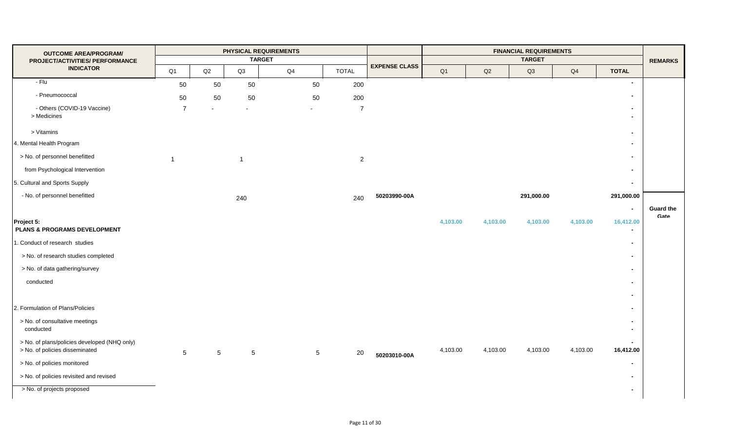| OUTCOME AREA/PROGRAM/ PROJECT/ACTIVITIES/ PERFORMANCE INDICATOR | PHYSICAL REQUIREMENTS TARGET | | | | | EXPENSE CLASS | FINANCIAL REQUIREMENTS TARGET | | | | | REMARKS |
|---|---|---|---|---|---|---|---|---|---|---|---|---|
| | Q1 | Q2 | Q3 | Q4 | TOTAL | | Q1 | Q2 | Q3 | Q4 | TOTAL | |
| - Flu | 50 | 50 | 50 | 50 | 200 | | | | | | - | |
| - Pneumococcal | 50 | 50 | 50 | 50 | 200 | | | | | | - | |
| - Others (COVID-19 Vaccine) | 7 | - | - | - | 7 | | | | | | - | |
| > Medicines | | | | | | | | | | | - | |
| > Vitamins | | | | | | | | | | | - | |
| 4. Mental Health Program | | | | | | | | | | | - | |
| > No. of personnel benefitted | 1 | | 1 | | 2 | | | | | | - | |
| from Psychological Intervention | | | | | | | | | | | - | |
| 5. Cultural and Sports Supply | | | | | | | | | | | - | |
| - No. of personnel benefitted | | | 240 | | 240 | 50203990-00A | | | 291,000.00 | | 291,000.00 | |
| | | | | | | | | | | | - | **Guard the Gate** |
| **Project 5: PLANS & PROGRAMS DEVELOPMENT** | | | | | | | **4,103.00** | **4,103.00** | **4,103.00** | **4,103.00** | **16,412.00** | |
| | | | | | | | | | | | - | |
| 1. Conduct of research studies | | | | | | | | | | | - | |
| > No. of research studies completed | | | | | | | | | | | - | |
| > No. of data gathering/survey | | | | | | | | | | | - | |
| conducted | | | | | | | | | | | - | |
| | | | | | | | | | | | - | |
| 2. Formulation of Plans/Policies | | | | | | | | | | | - | |
| > No. of consultative meetings conducted | | | | | | | | | | | - | |
| | | | | | | | | | | | - | |
| > No. of plans/policies developed (NHQ only) | | | | | | | | | | | - | |
| > No. of policies disseminated | 5 | 5 | 5 | 5 | 20 | 50203010-00A | 4,103.00 | 4,103.00 | 4,103.00 | 4,103.00 | 16,412.00 | |
| > No. of policies monitored | | | | | | | | | | | - | |
| > No. of policies revisited and revised | | | | | | | | | | | - | |
| > No. of projects proposed | | | | | | | | | | | - | |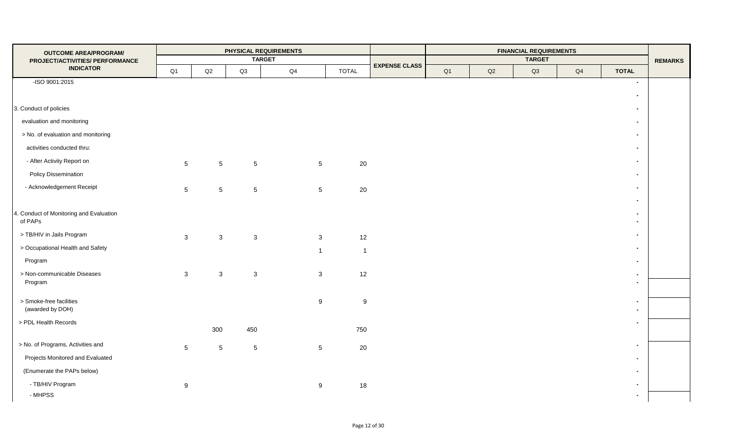| OUTCOME AREA/PROGRAM/ PROJECT/ACTIVITIES/ PERFORMANCE INDICATOR | PHYSICAL REQUIREMENTS | | | | | EXPENSE CLASS | FINANCIAL REQUIREMENTS | | | | | REMARKS |
|---|---|---|---|---|---|---|---|---|---|---|---|---|
| | TARGET | | | | | | TARGET | | | | | |
| | Q1 | Q2 | Q3 | Q4 | TOTAL | | Q1 | Q2 | Q3 | Q4 | TOTAL | |
| -ISO 9001:2015 | | | | | | | | | | | - | |
| | | | | | | | | | | | - | |
| 3. Conduct of policies | | | | | | | | | | | - | |
| evaluation and monitoring | | | | | | | | | | | - | |
| > No. of evaluation and monitoring | | | | | | | | | | | - | |
| activities conducted thru: | | | | | | | | | | | - | |
| - After Activity Report on | 5 | 5 | 5 | 5 | 20 | | | | | | - | |
| Policy Dissemination | | | | | | | | | | | - | |
| - Acknowledgement Receipt | 5 | 5 | 5 | 5 | 20 | | | | | | - | |
| | | | | | | | | | | | - | |
| 4. Conduct of Monitoring and Evaluation | | | | | | | | | | | - | |
| of PAPs | | | | | | | | | | | - | |
| > TB/HIV in Jails Program | 3 | 3 | 3 | 3 | 12 | | | | | | - | |
| > Occupational Health and Safety | | | | 1 | 1 | | | | | | - | |
| Program | | | | | | | | | | | - | |
| > Non-communicable Diseases | 3 | 3 | 3 | 3 | 12 | | | | | | - | |
| Program | | | | | | | | | | | - | |
| > Smoke-free facilities | | | | 9 | 9 | | | | | | - | |
| (awarded by DOH) | | | | | | | | | | | - | |
| > PDL Health Records | | 300 | 450 | | 750 | | | | | | - | |
| > No. of Programs, Activities and | 5 | 5 | 5 | 5 | 20 | | | | | | - | |
| Projects Monitored and Evaluated | | | | | | | | | | | - | |
| (Enumerate the PAPs below) | | | | | | | | | | | - | |
| - TB/HIV Program | 9 | | | 9 | 18 | | | | | | - | |
| - MHPSS | | | | | | | | | | | - | |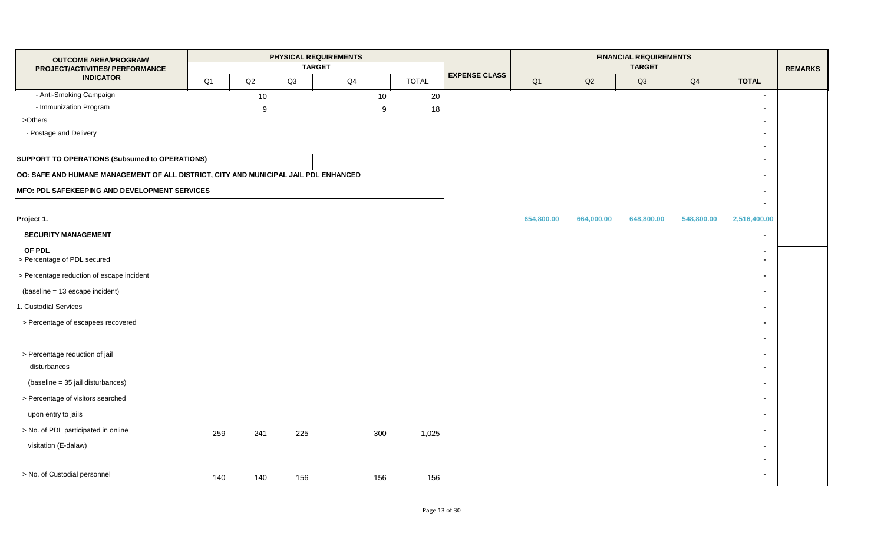| OUTCOME AREA/PROGRAM/ PROJECT/ACTIVITIES/ PERFORMANCE INDICATOR | PHYSICAL REQUIREMENTS TARGET | | | | | EXPENSE CLASS | FINANCIAL REQUIREMENTS TARGET | | | | | REMARKS |
|---|---|---|---|---|---|---|---|---|---|---|---|---|
| | Q1 | Q2 | Q3 | Q4 | TOTAL | | Q1 | Q2 | Q3 | Q4 | TOTAL | |
| - Anti-Smoking Campaign | | 10 | | 10 | 20 | | | | | | - | |
| - Immunization Program | | 9 | | 9 | 18 | | | | | | - | |
| >Others | | | | | | | | | | | - | |
| - Postage and Delivery | | | | | | | | | | | - | |
| | | | | | | | | | | | - | |
| **SUPPORT TO OPERATIONS (Subsumed to OPERATIONS)** | | | | | | | | | | | - | |
| **OO: SAFE AND HUMANE MANAGEMENT OF ALL DISTRICT, CITY AND MUNICIPAL JAIL PDL ENHANCED** | | | | | | | | | | | - | |
| **MFO: PDL SAFEKEEPING AND DEVELOPMENT SERVICES** | | | | | | | | | | | - | |
| | | | | | | | | | | | - | |
| **Project 1.** | | | | | | | 654,800.00 | 664,000.00 | 648,800.00 | 548,800.00 | 2,516,400.00 | |
| **SECURITY MANAGEMENT** | | | | | | | | | | | - | |
| **OF PDL** | | | | | | | | | | | - | |
| > Percentage of PDL secured | | | | | | | | | | | - | |
| > Percentage reduction of escape incident | | | | | | | | | | | - | |
| (baseline = 13 escape incident) | | | | | | | | | | | - | |
| 1. Custodial Services | | | | | | | | | | | - | |
| > Percentage of escapees recovered | | | | | | | | | | | - | |
| | | | | | | | | | | | - | |
| > Percentage reduction of jail | | | | | | | | | | | - | |
| disturbances | | | | | | | | | | | - | |
| (baseline = 35 jail disturbances) | | | | | | | | | | | - | |
| > Percentage of visitors searched | | | | | | | | | | | - | |
| upon entry to jails | | | | | | | | | | | - | |
| > No. of PDL participated in online | 259 | 241 | 225 | 300 | 1,025 | | | | | | - | |
| visitation (E-dalaw) | | | | | | | | | | | - | |
| | | | | | | | | | | | - | |
| > No. of Custodial personnel | 140 | 140 | 156 | 156 | 156 | | | | | | - | |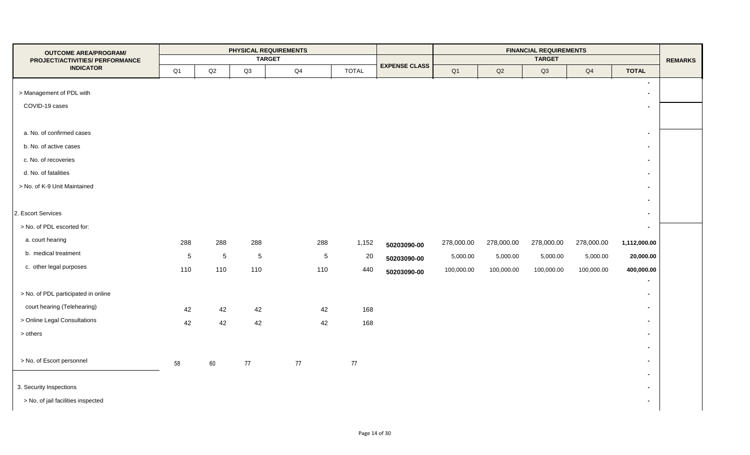| OUTCOME AREA/PROGRAM/ PROJECT/ACTIVITIES/ PERFORMANCE INDICATOR | PHYSICAL REQUIREMENTS TARGET | | | | | EXPENSE CLASS | FINANCIAL REQUIREMENTS TARGET | | | | | REMARKS |
|---|---|---|---|---|---|---|---|---|---|---|---|---|
| | Q1 | Q2 | Q3 | Q4 | TOTAL | | Q1 | Q2 | Q3 | Q4 | TOTAL | |
| | | | | | | | | | | | - | |
| > Management of PDL with | | | | | | | | | | | - | |
| COVID-19 cases | | | | | | | | | | | - | |
| a. No. of confirmed cases | | | | | | | | | | | - | |
| b. No. of active cases | | | | | | | | | | | - | |
| c. No. of recoveries | | | | | | | | | | | - | |
| d. No. of fatalities | | | | | | | | | | | - | |
| > No. of K-9 Unit Maintained | | | | | | | | | | | - | |
| | | | | | | | | | | | - | |
| 2. Escort Services | | | | | | | | | | | - | |
| > No. of PDL escorted for: | | | | | | | | | | | - | |
| a. court hearing | 288 | 288 | 288 | 288 | 1,152 | 50203090-00 | 278,000.00 | 278,000.00 | 278,000.00 | 278,000.00 | **1,112,000.00** | |
| b. medical treatment | 5 | 5 | 5 | 5 | 20 | 50203090-00 | 5,000.00 | 5,000.00 | 5,000.00 | 5,000.00 | **20,000.00** | |
| c. other legal purposes | 110 | 110 | 110 | 110 | 440 | 50203090-00 | 100,000.00 | 100,000.00 | 100,000.00 | 100,000.00 | **400,000.00** | |
| | | | | | | | | | | | - | |
| > No. of PDL participated in online | | | | | | | | | | | - | |
| court hearing (Telehearing) | 42 | 42 | 42 | 42 | 168 | | | | | | - | |
| > Online Legal Consultations | 42 | 42 | 42 | 42 | 168 | | | | | | - | |
| > others | | | | | | | | | | | - | |
| | | | | | | | | | | | - | |
| > No. of Escort personnel | 58 | 60 | 77 | 77 | 77 | | | | | | - | |
| | | | | | | | | | | | - | |
| 3. Security Inspections | | | | | | | | | | | - | |
| > No. of jail facilities inspected | | | | | | | | | | | - | |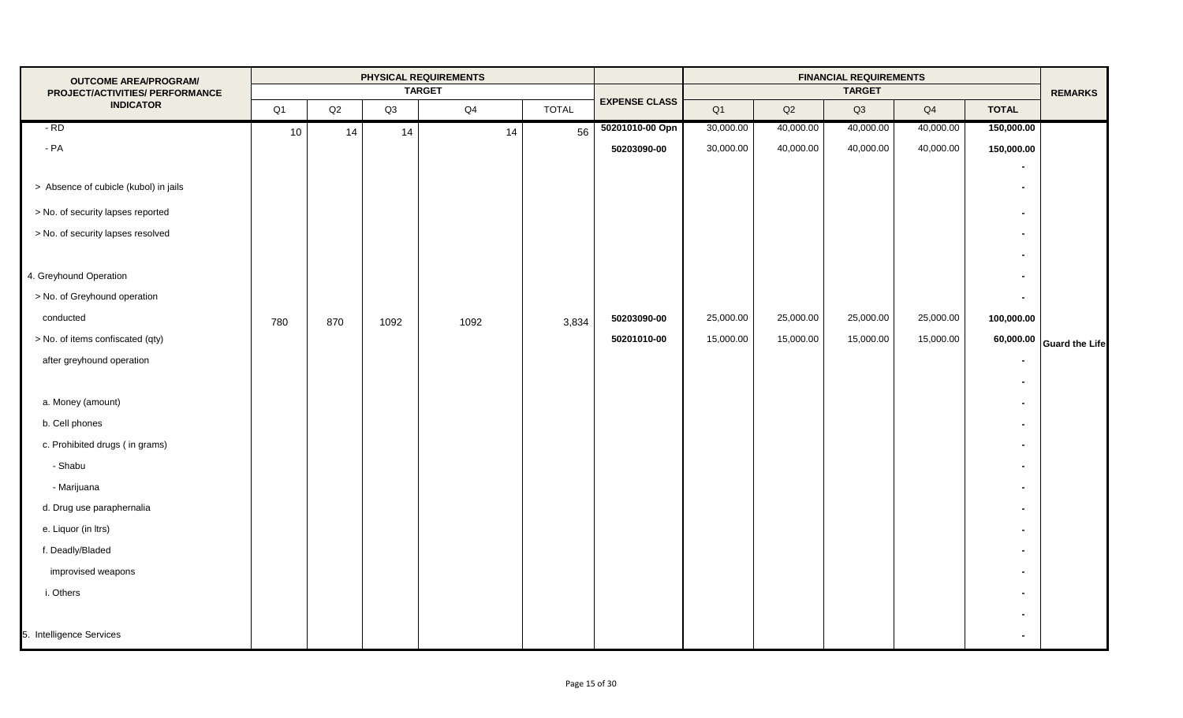| OUTCOME AREA/PROGRAM/ PROJECT/ACTIVITIES/ PERFORMANCE INDICATOR | PHYSICAL REQUIREMENTS TARGET | | | | | EXPENSE CLASS | FINANCIAL REQUIREMENTS TARGET | | | | | REMARKS |
|---|---|---|---|---|---|---|---|---|---|---|---|---|
| | Q1 | Q2 | Q3 | Q4 | TOTAL | | Q1 | Q2 | Q3 | Q4 | TOTAL | |
| - RD | 10 | 14 | 14 | 14 | 56 | 50201010-00 Opn | 30,000.00 | 40,000.00 | 40,000.00 | 40,000.00 | 150,000.00 | |
| - PA | | | | | | 50203090-00 | 30,000.00 | 40,000.00 | 40,000.00 | 40,000.00 | 150,000.00 | |
| | | | | | | | | | | | - | |
| > Absence of cubicle (kubol) in jails | | | | | | | | | | | - | |
| > No. of security lapses reported | | | | | | | | | | | - | |
| > No. of security lapses resolved | | | | | | | | | | | - | |
| | | | | | | | | | | | - | |
| 4. Greyhound Operation | | | | | | | | | | | - | |
| > No. of Greyhound operation | | | | | | | | | | | - | |
| conducted | 780 | 870 | 1092 | 1092 | 3,834 | 50203090-00 | 25,000.00 | 25,000.00 | 25,000.00 | 25,000.00 | 100,000.00 | |
| > No. of items confiscated (qty) | | | | | | 50201010-00 | 15,000.00 | 15,000.00 | 15,000.00 | 15,000.00 | 60,000.00 | Guard the Life |
| after greyhound operation | | | | | | | | | | | - | |
| | | | | | | | | | | | - | |
| a. Money (amount) | | | | | | | | | | | - | |
| b. Cell phones | | | | | | | | | | | - | |
| c. Prohibited drugs ( in grams) | | | | | | | | | | | - | |
| - Shabu | | | | | | | | | | | - | |
| - Marijuana | | | | | | | | | | | - | |
| d. Drug use paraphernalia | | | | | | | | | | | - | |
| e. Liquor (in ltrs) | | | | | | | | | | | - | |
| f. Deadly/Bladed | | | | | | | | | | | - | |
| improvised weapons | | | | | | | | | | | - | |
| i. Others | | | | | | | | | | | - | |
| | | | | | | | | | | | - | |
| 5. Intelligence Services | | | | | | | | | | | - | |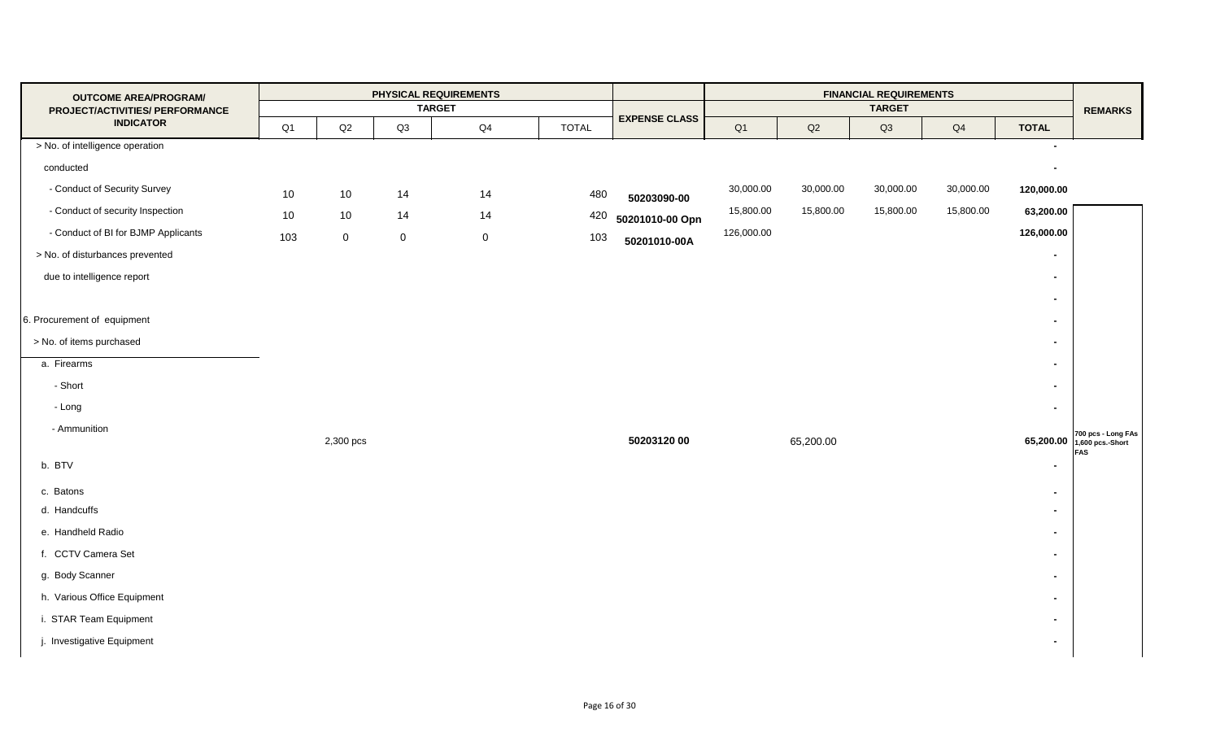| OUTCOME AREA/PROGRAM/ PROJECT/ACTIVITIES/ PERFORMANCE INDICATOR | PHYSICAL REQUIREMENTS TARGET | | | | | EXPENSE CLASS | FINANCIAL REQUIREMENTS TARGET | | | | | REMARKS |
|---|---|---|---|---|---|---|---|---|---|---|---|---|
| | Q1 | Q2 | Q3 | Q4 | TOTAL | | Q1 | Q2 | Q3 | Q4 | TOTAL | |
| > No. of intelligence operation | | | | | | | | | | | - | |
| conducted | | | | | | | | | | | - | |
| - Conduct of Security Survey | 10 | 10 | 14 | 14 | 480 | 50203090-00 | 30,000.00 | 30,000.00 | 30,000.00 | 30,000.00 | **120,000.00** | |
| - Conduct of security Inspection | 10 | 10 | 14 | 14 | 420 | 50201010-00 Opn | 15,800.00 | 15,800.00 | 15,800.00 | 15,800.00 | **63,200.00** | |
| - Conduct of BI for BJMP Applicants | 103 | 0 | 0 | 0 | 103 | 50201010-00A | 126,000.00 | | | | **126,000.00** | |
| > No. of disturbances prevented | | | | | | | | | | | - | |
| due to intelligence report | | | | | | | | | | | - | |
| | | | | | | | | | | | - | |
| 6. Procurement of equipment | | | | | | | | | | | - | |
| > No. of items purchased | | | | | | | | | | | - | |
| a. Firearms | | | | | | | | | | | - | |
| - Short | | | | | | | | | | | - | |
| - Long | | | | | | | | | | | - | |
| - Ammunition | | 2,300 pcs | | | | 50203120 00 | | 65,200.00 | | | **65,200.00** | 700 pcs - Long FAs 1,600 pcs.-Short FAS |
| b. BTV | | | | | | | | | | | - | |
| c. Batons | | | | | | | | | | | - | |
| d. Handcuffs | | | | | | | | | | | - | |
| e. Handheld Radio | | | | | | | | | | | - | |
| f. CCTV Camera Set | | | | | | | | | | | - | |
| g. Body Scanner | | | | | | | | | | | - | |
| h. Various Office Equipment | | | | | | | | | | | - | |
| i. STAR Team Equipment | | | | | | | | | | | - | |
| j. Investigative Equipment | | | | | | | | | | | - | |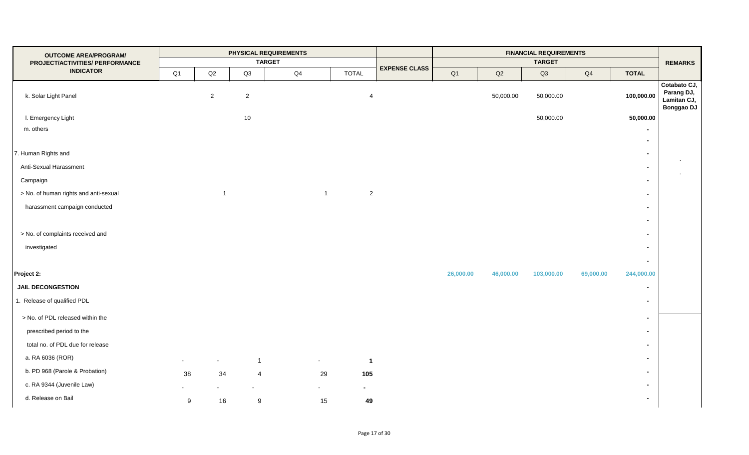| OUTCOME AREA/PROGRAM/ PROJECT/ACTIVITIES/ PERFORMANCE INDICATOR | PHYSICAL REQUIREMENTS TARGET | | | | | EXPENSE CLASS | FINANCIAL REQUIREMENTS TARGET | | | | | REMARKS |
|---|---|---|---|---|---|---|---|---|---|---|---|---|
| | Q1 | Q2 | Q3 | Q4 | TOTAL | | Q1 | Q2 | Q3 | Q4 | TOTAL | |
| k. Solar Light Panel | | 2 | 2 | | 4 | | | 50,000.00 | 50,000.00 | | **100,000.00** | **Cotabato CJ, Parang DJ, Lamitan CJ, Bonggao DJ** |
| l. Emergency Light | | | 10 | | | | | | 50,000.00 | | **50,000.00** | |
| m. others | | | | | | | | | | | - | |
| | | | | | | | | | | | - | |
| 7. Human Rights and | | | | | | | | | | | - | |
| Anti-Sexual Harassment | | | | | | | | | | | - | |
| Campaign | | | | | | | | | | | - | |
| > No. of human rights and anti-sexual | | 1 | | 1 | 2 | | | | | | - | |
| harassment campaign conducted | | | | | | | | | | | - | |
| | | | | | | | | | | | - | |
| > No. of complaints received and | | | | | | | | | | | - | |
| investigated | | | | | | | | | | | - | |
| | | | | | | | | | | | - | |
| **Project 2:** | | | | | | | **26,000.00** | **46,000.00** | **103,000.00** | **69,000.00** | **244,000.00** | |
| **JAIL DECONGESTION** | | | | | | | | | | | - | |
| 1. Release of qualified PDL | | | | | | | | | | | - | |
| > No. of PDL released within the | | | | | | | | | | | - | |
| prescribed period to the | | | | | | | | | | | - | |
| total no. of PDL due for release | | | | | | | | | | | - | |
| a. RA 6036 (ROR) | - | - | 1 | - | **1** | | | | | | - | |
| b. PD 968 (Parole & Probation) | 38 | 34 | 4 | 29 | **105** | | | | | | - | |
| c. RA 9344 (Juvenile Law) | - | - | - | - | **-** | | | | | | - | |
| d. Release on Bail | 9 | 16 | 9 | 15 | **49** | | | | | | - | |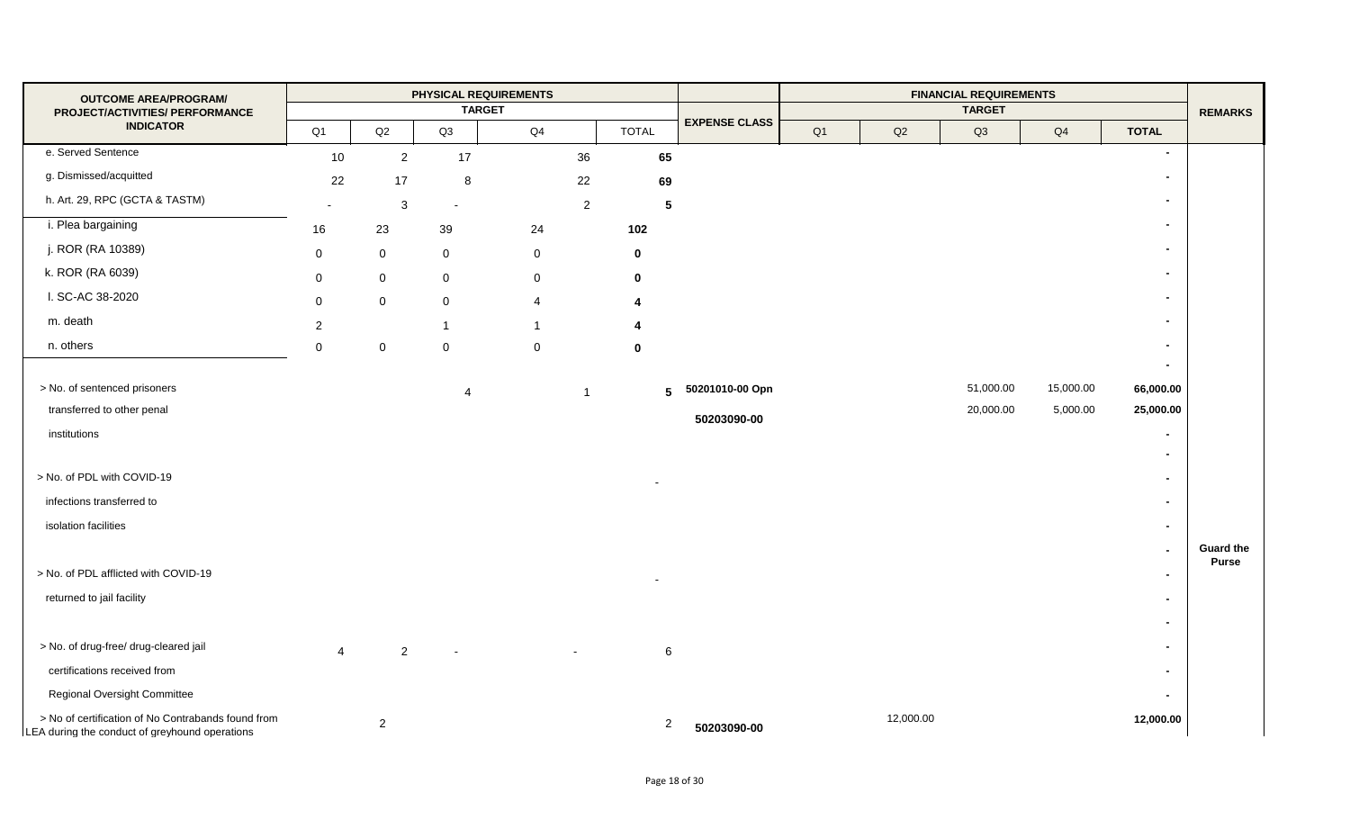| OUTCOME AREA/PROGRAM/ PROJECT/ACTIVITIES/ PERFORMANCE INDICATOR | PHYSICAL REQUIREMENTS | | | | | EXPENSE CLASS | FINANCIAL REQUIREMENTS | | | | | REMARKS |
|---|---|---|---|---|---|---|---|---|---|---|---|---|
| | TARGET | | | | | | TARGET | | | | | |
| | Q1 | Q2 | Q3 | Q4 | TOTAL | | Q1 | Q2 | Q3 | Q4 | TOTAL | |
| e. Served Sentence | 10 | 2 | 17 | 36 | 65 | | | | | | - | |
| g. Dismissed/acquitted | 22 | 17 | 8 | 22 | 69 | | | | | | - | |
| h. Art. 29, RPC (GCTA & TASTM) | - | 3 | - | 2 | 5 | | | | | | - | |
| i. Plea bargaining | 16 | 23 | 39 | 24 | 102 | | | | | | - | |
| j. ROR (RA 10389) | 0 | 0 | 0 | 0 | 0 | | | | | | - | |
| k. ROR (RA 6039) | 0 | 0 | 0 | 0 | 0 | | | | | | - | |
| l. SC-AC 38-2020 | 0 | 0 | 0 | 4 | 4 | | | | | | - | |
| m. death | 2 | | 1 | 1 | 4 | | | | | | - | |
| n. others | 0 | 0 | 0 | 0 | 0 | | | | | | - | |
| | | | | | | | | | | | - | |
| > No. of sentenced prisoners | | | 4 | 1 | 5 | 50201010-00 Opn | | | 51,000.00 | 15,000.00 | 66,000.00 | |
| transferred to other penal | | | | | | 50203090-00 | | | 20,000.00 | 5,000.00 | 25,000.00 | |
| institutions | | | | | | | | | | | - | |
| | | | | | | | | | | | - | |
| > No. of PDL with COVID-19 | | | | | - | | | | | | - | |
| infections transferred to | | | | | | | | | | | - | |
| isolation facilities | | | | | | | | | | | - | |
| | | | | | | | | | | | - | Guard the Purse |
| > No. of PDL afflicted with COVID-19 | | | | | - | | | | | | - | |
| returned to jail facility | | | | | | | | | | | - | |
| | | | | | | | | | | | - | |
| > No. of drug-free/ drug-cleared jail | 4 | 2 | - | - | 6 | | | | | | - | |
| certifications received from | | | | | | | | | | | - | |
| Regional Oversight Committee | | | | | | | | | | | - | |
| > No of certification of No Contrabands found from LEA during the conduct of greyhound operations | | 2 | | | 2 | 50203090-00 | | 12,000.00 | | | 12,000.00 | |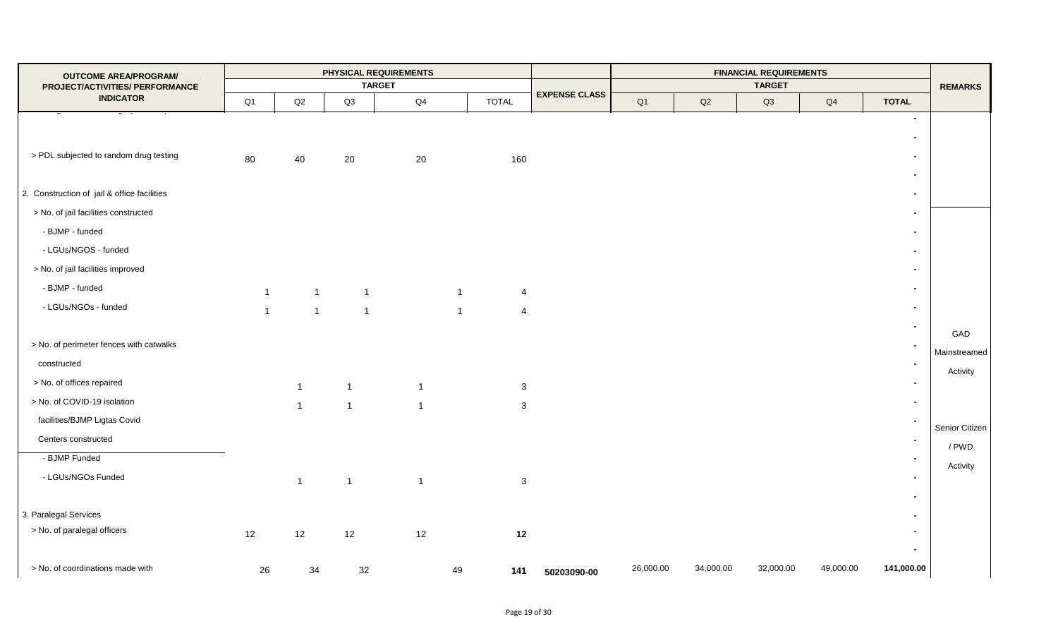| OUTCOME AREA/PROGRAM/ PROJECT/ACTIVITIES/ PERFORMANCE INDICATOR | PHYSICAL REQUIREMENTS TARGET | | | | | EXPENSE CLASS | FINANCIAL REQUIREMENTS TARGET | | | | | REMARKS |
|---|---|---|---|---|---|---|---|---|---|---|---|---|
| | Q1 | Q2 | Q3 | Q4 | TOTAL | | Q1 | Q2 | Q3 | Q4 | TOTAL | |
| | | | | | | | | | | | - | |
| | | | | | | | | | | | - | |
| > PDL subjected to random drug testing | 80 | 40 | 20 | 20 | 160 | | | | | | - | |
| | | | | | | | | | | | - | |
| 2. Construction of jail & office facilities | | | | | | | | | | | - | |
| > No. of jail facilities constructed | | | | | | | | | | | - | |
| - BJMP - funded | | | | | | | | | | | - | |
| - LGUs/NGOS - funded | | | | | | | | | | | - | |
| > No. of jail facilities improved | | | | | | | | | | | - | |
| - BJMP - funded | 1 | 1 | 1 | 1 | 4 | | | | | | - | |
| - LGUs/NGOs - funded | 1 | 1 | 1 | 1 | 4 | | | | | | - | |
| | | | | | | | | | | | - | GAD |
| > No. of perimeter fences with catwalks constructed | | | | | | | | | | | - | Mainstreamed Activity |
| > No. of offices repaired | | 1 | 1 | 1 | 3 | | | | | | - | |
| > No. of COVID-19 isolation facilities/BJMP Ligtas Covid Centers constructed | | 1 | 1 | 1 | 3 | | | | | | - | Senior Citizen / PWD Activity |
| - BJMP Funded | | | | | | | | | | | - | |
| - LGUs/NGOs Funded | | 1 | 1 | 1 | 3 | | | | | | - | |
| | | | | | | | | | | | - | |
| 3. Paralegal Services | | | | | | | | | | | - | |
| > No. of paralegal officers | 12 | 12 | 12 | 12 | **12** | | | | | | - | |
| | | | | | | | | | | | - | |
| > No. of coordinations made with | 26 | 34 | 32 | 49 | **141** | 50203090-00 | 26,000.00 | 34,000.00 | 32,000.00 | 49,000.00 | **141,000.00** | |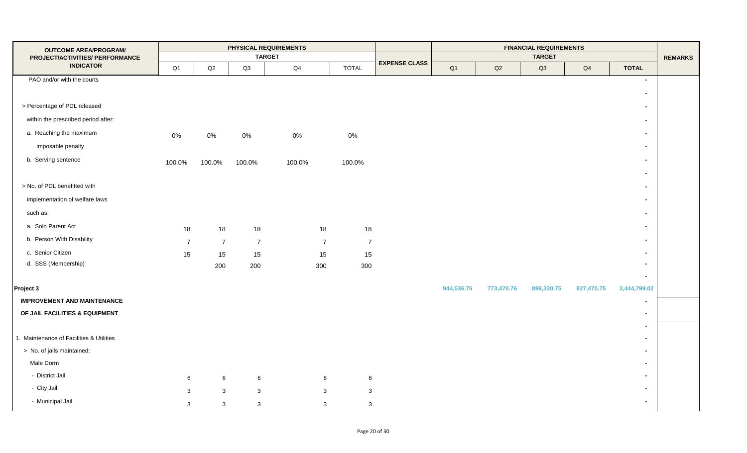| OUTCOME AREA/PROGRAM/ PROJECT/ACTIVITIES/ PERFORMANCE INDICATOR | PHYSICAL REQUIREMENTS TARGET | | | | | EXPENSE CLASS | FINANCIAL REQUIREMENTS TARGET | | | | | REMARKS |
|---|---|---|---|---|---|---|---|---|---|---|---|---|
| | Q1 | Q2 | Q3 | Q4 | TOTAL | | Q1 | Q2 | Q3 | Q4 | TOTAL | |
| PAO and/or with the courts | | | | | | | | | | | - | |
| | | | | | | | | | | | - | |
| > Percentage of PDL released | | | | | | | | | | | - | |
| within the prescribed period after: | | | | | | | | | | | - | |
| a. Reaching the maximum | 0% | 0% | 0% | 0% | 0% | | | | | | - | |
| imposable penalty | | | | | | | | | | | - | |
| b. Serving sentence | 100.0% | 100.0% | 100.0% | 100.0% | 100.0% | | | | | | - | |
| | | | | | | | | | | | - | |
| > No. of PDL benefitted with | | | | | | | | | | | - | |
| implementation of welfare laws | | | | | | | | | | | - | |
| such as: | | | | | | | | | | | - | |
| a. Solo Parent Act | 18 | 18 | 18 | 18 | 18 | | | | | | - | |
| b. Person With Disability | 7 | 7 | 7 | 7 | 7 | | | | | | - | |
| c. Senior Citizen | 15 | 15 | 15 | 15 | 15 | | | | | | - | |
| d. SSS (Membership) | | 200 | 200 | 300 | 300 | | | | | | - | |
| | | | | | | | | | | | - | |
| **Project 3** | | | | | | | 944,536.76 | 773,470.76 | 899,320.75 | 827,470.75 | 3,444,799.02 | |
| **IMPROVEMENT AND MAINTENANCE** | | | | | | | | | | | - | |
| **OF JAIL FACILITIES & EQUIPMENT** | | | | | | | | | | | - | |
| | | | | | | | | | | | - | |
| 1. Maintenance of Facilities & Utilities | | | | | | | | | | | - | |
| > No. of jails maintained: | | | | | | | | | | | - | |
| Male Dorm | | | | | | | | | | | - | |
| - District Jail | 6 | 6 | 6 | 6 | 6 | | | | | | - | |
| - City Jail | 3 | 3 | 3 | 3 | 3 | | | | | | - | |
| - Municipal Jail | 3 | 3 | 3 | 3 | 3 | | | | | | - | |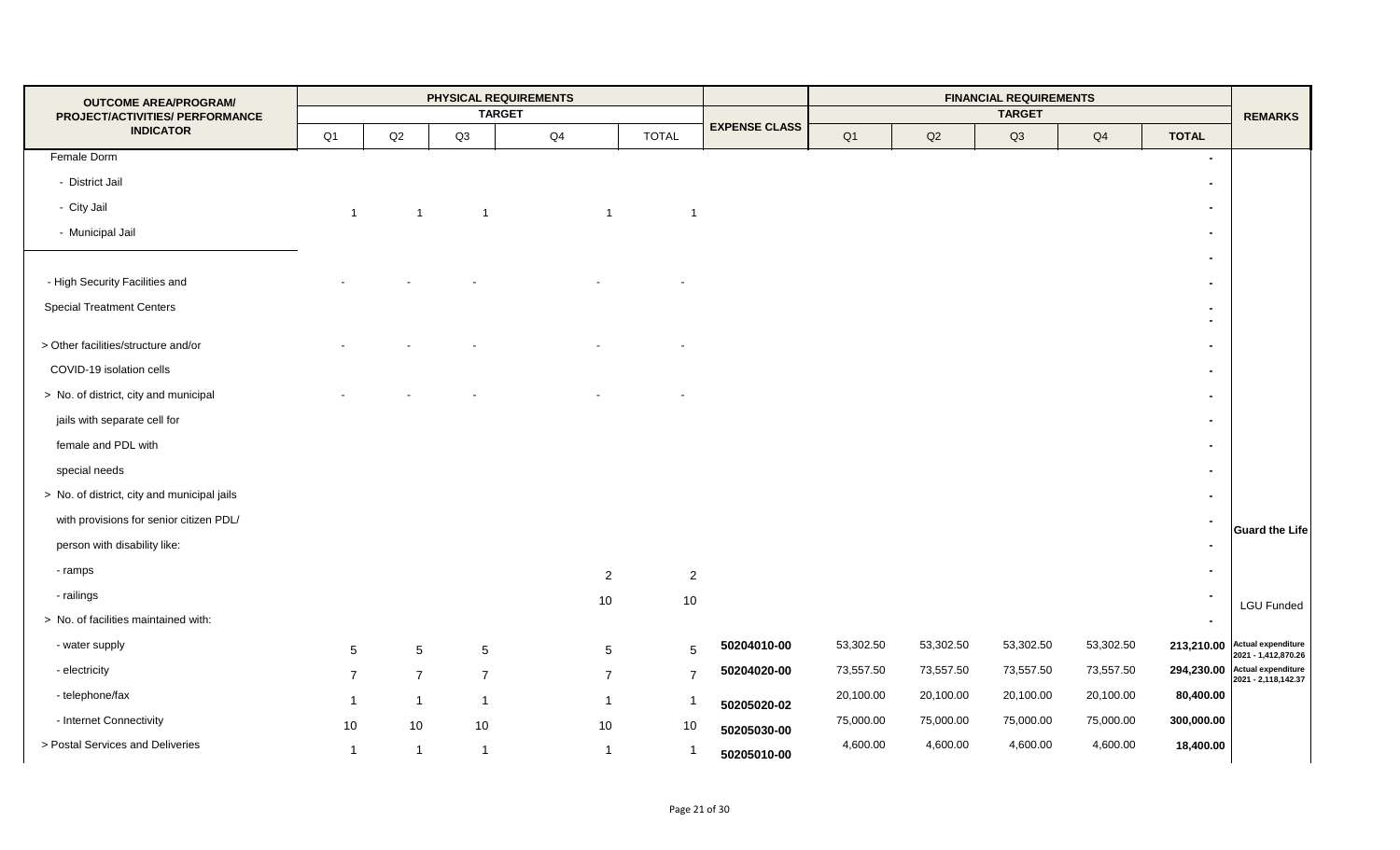| OUTCOME AREA/PROGRAM/ PROJECT/ACTIVITIES/ PERFORMANCE INDICATOR | PHYSICAL REQUIREMENTS TARGET | | | | | EXPENSE CLASS | FINANCIAL REQUIREMENTS TARGET | | | | | REMARKS |
|---|---|---|---|---|---|---|---|---|---|---|---|---|
| | Q1 | Q2 | Q3 | Q4 | TOTAL | | Q1 | Q2 | Q3 | Q4 | TOTAL | |
| Female Dorm | | | | | | | | | | | - | |
| - District Jail | | | | | | | | | | | - | |
| - City Jail | 1 | 1 | 1 | 1 | 1 | | | | | | - | |
| - Municipal Jail | | | | | | | | | | | - | |
| | | | | | | | | | | | - | |
| - High Security Facilities and | - | - | - | - | - | | | | | | - | |
| Special Treatment Centers | | | | | | | | | | | - | |
| | | | | | | | | | | | - | |
| > Other facilities/structure and/or | - | - | - | - | - | | | | | | - | |
| COVID-19 isolation cells | | | | | | | | | | | - | |
| > No. of district, city and municipal | - | - | - | - | - | | | | | | - | |
| jails with separate cell for | | | | | | | | | | | - | |
| female and PDL with | | | | | | | | | | | - | |
| special needs | | | | | | | | | | | - | |
| > No. of district, city and municipal jails | | | | | | | | | | | - | |
| with provisions for senior citizen PDL/ | | | | | | | | | | | - | Guard the Life |
| person with disability like: | | | | | | | | | | | - | |
| - ramps | | | | 2 | 2 | | | | | | - | |
| - railings | | | | 10 | 10 | | | | | | - | LGU Funded |
| > No. of facilities maintained with: | | | | | | | | | | | - | |
| - water supply | 5 | 5 | 5 | 5 | 5 | 50204010-00 | 53,302.50 | 53,302.50 | 53,302.50 | 53,302.50 | 213,210.00 | Actual expenditure 2021 - 1,412,870.26 |
| - electricity | 7 | 7 | 7 | 7 | 7 | 50204020-00 | 73,557.50 | 73,557.50 | 73,557.50 | 73,557.50 | 294,230.00 | Actual expenditure 2021 - 2,118,142.37 |
| - telephone/fax | 1 | 1 | 1 | 1 | 1 | 50205020-02 | 20,100.00 | 20,100.00 | 20,100.00 | 20,100.00 | 80,400.00 | |
| - Internet Connectivity | 10 | 10 | 10 | 10 | 10 | 50205030-00 | 75,000.00 | 75,000.00 | 75,000.00 | 75,000.00 | 300,000.00 | |
| > Postal Services and Deliveries | 1 | 1 | 1 | 1 | 1 | 50205010-00 | 4,600.00 | 4,600.00 | 4,600.00 | 4,600.00 | 18,400.00 | |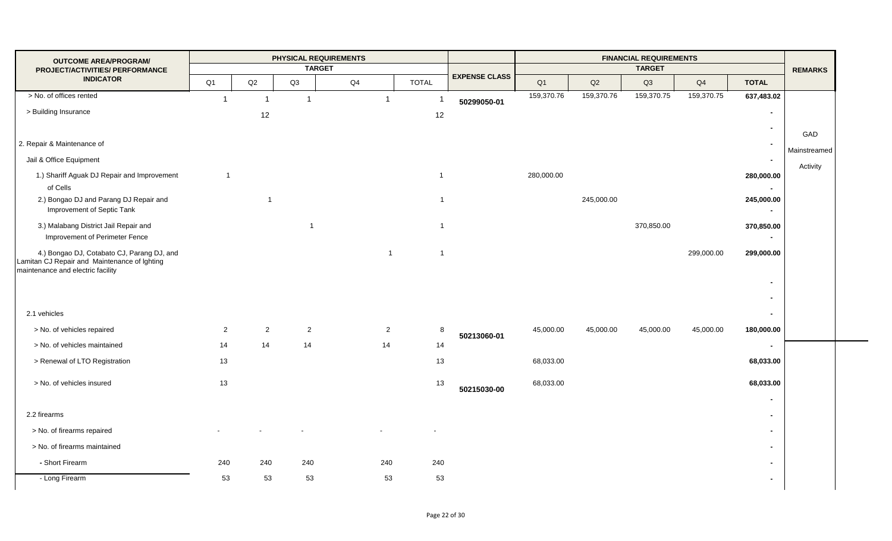| OUTCOME AREA/PROGRAM/ PROJECT/ACTIVITIES/ PERFORMANCE INDICATOR | PHYSICAL REQUIREMENTS TARGET | | | | | EXPENSE CLASS | FINANCIAL REQUIREMENTS TARGET | | | | | REMARKS |
|---|---|---|---|---|---|---|---|---|---|---|---|---|
| | Q1 | Q2 | Q3 | Q4 | TOTAL | | Q1 | Q2 | Q3 | Q4 | TOTAL | |
| > No. of offices rented | 1 | 1 | 1 | 1 | 1 | 50299050-01 | 159,370.76 | 159,370.76 | 159,370.75 | 159,370.75 | 637,483.02 | |
| > Building Insurance | | 12 | | | 12 | | | | | | - | |
| | | | | | | | | | | | - | GAD Mainstreamed Activity |
| 2. Repair & Maintenance of | | | | | | | | | | | - | |
| Jail & Office Equipment | | | | | | | | | | | - | |
| 1.) Shariff Aguak DJ Repair and Improvement of Cells | 1 | | | | 1 | | 280,000.00 | | | | 280,000.00 | |
| | | | | | | | | | | | - | |
| 2.) Bongao DJ and Parang DJ Repair and Improvement of Septic Tank | | 1 | | | 1 | | | 245,000.00 | | | 245,000.00 | |
| | | | | | | | | | | | - | |
| 3.) Malabang District Jail Repair and Improvement of Perimeter Fence | | | 1 | | 1 | | | | 370,850.00 | | 370,850.00 | |
| | | | | | | | | | | | - | |
| 4.) Bongao DJ, Cotabato CJ, Parang DJ, and Lamitan CJ Repair and Maintenance of lghting maintenance and electric facility | | | | 1 | 1 | | | | | 299,000.00 | 299,000.00 | |
| | | | | | | | | | | | - | |
| | | | | | | | | | | | - | |
| 2.1 vehicles | | | | | | | | | | | - | |
| > No. of vehicles repaired | 2 | 2 | 2 | 2 | 8 | 50213060-01 | 45,000.00 | 45,000.00 | 45,000.00 | 45,000.00 | 180,000.00 | |
| > No. of vehicles maintained | 14 | 14 | 14 | 14 | 14 | | | | | | - | |
| > Renewal of LTO Registration | 13 | | | | 13 | | 68,033.00 | | | | 68,033.00 | |
| > No. of vehicles insured | 13 | | | | 13 | 50215030-00 | 68,033.00 | | | | 68,033.00 | |
| | | | | | | | | | | | - | |
| 2.2 firearms | | | | | | | | | | | - | |
| > No. of firearms repaired | - | - | - | - | - | | | | | | - | |
| > No. of firearms maintained | | | | | | | | | | | - | |
| - Short Firearm | 240 | 240 | 240 | 240 | 240 | | | | | | - | |
| - Long Firearm | 53 | 53 | 53 | 53 | 53 | | | | | | - | |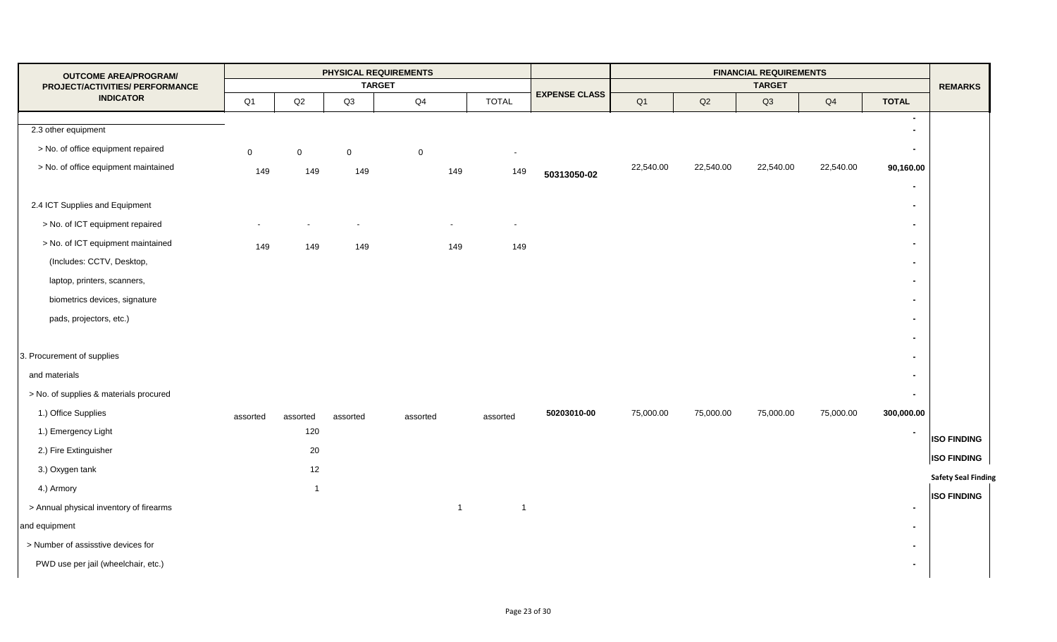| OUTCOME AREA/PROGRAM/ PROJECT/ACTIVITIES/ PERFORMANCE INDICATOR | PHYSICAL REQUIREMENTS TARGET | | | | | EXPENSE CLASS | FINANCIAL REQUIREMENTS TARGET | | | | | REMARKS |
|---|---|---|---|---|---|---|---|---|---|---|---|---|
| | Q1 | Q2 | Q3 | Q4 | TOTAL | | Q1 | Q2 | Q3 | Q4 | TOTAL | |
| | | | | | | | | | | | - | |
| 2.3 other equipment | | | | | | | | | | | - | |
| > No. of office equipment repaired | 0 | 0 | 0 | 0 | - | | | | | | - | |
| > No. of office equipment maintained | 149 | 149 | 149 | 149 | 149 | 50313050-02 | 22,540.00 | 22,540.00 | 22,540.00 | 22,540.00 | 90,160.00 | |
| | | | | | | | | | | | - | |
| 2.4 ICT Supplies and Equipment | | | | | | | | | | | - | |
| > No. of ICT equipment repaired | - | - | - | - | - | | | | | | - | |
| > No. of ICT equipment maintained | 149 | 149 | 149 | 149 | 149 | | | | | | - | |
| (Includes: CCTV, Desktop, | | | | | | | | | | | - | |
| laptop, printers, scanners, | | | | | | | | | | | - | |
| biometrics devices, signature | | | | | | | | | | | - | |
| pads, projectors, etc.) | | | | | | | | | | | - | |
| | | | | | | | | | | | - | |
| 3. Procurement of supplies | | | | | | | | | | | - | |
| and materials | | | | | | | | | | | - | |
| > No. of supplies & materials procured | | | | | | | | | | | - | |
| 1.) Office Supplies | assorted | assorted | assorted | assorted | assorted | 50203010-00 | 75,000.00 | 75,000.00 | 75,000.00 | 75,000.00 | 300,000.00 | |
| 1.) Emergency Light | | 120 | | | | | | | | | - | ISO FINDING |
| 2.) Fire Extinguisher | | 20 | | | | | | | | | | ISO FINDING |
| 3.) Oxygen tank | | 12 | | | | | | | | | | Safety Seal Finding |
| 4.) Armory | | 1 | | | | | | | | | | ISO FINDING |
| > Annual physical inventory of firearms | | | | 1 | 1 | | | | | | - | |
| and equipment | | | | | | | | | | | - | |
| > Number of assisstive devices for | | | | | | | | | | | - | |
| PWD use per jail (wheelchair, etc.) | | | | | | | | | | | - | |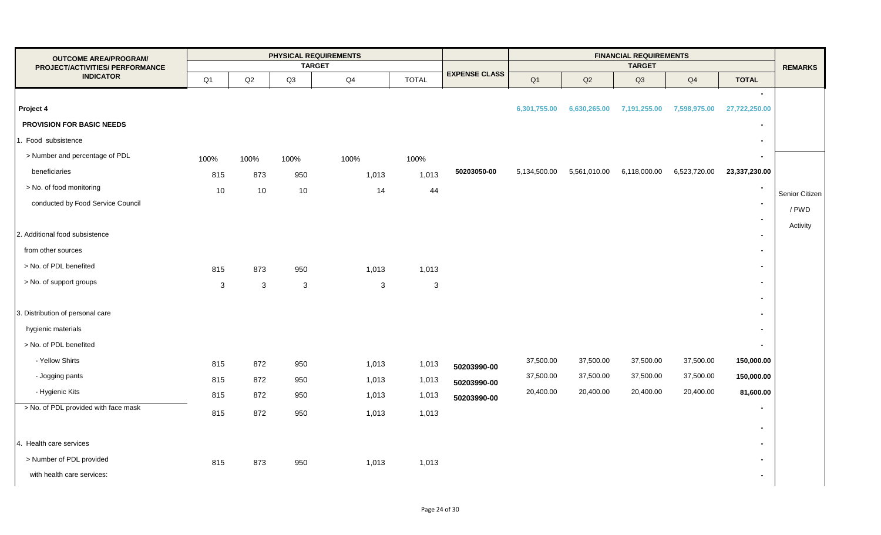| OUTCOME AREA/PROGRAM/ PROJECT/ACTIVITIES/ PERFORMANCE INDICATOR | PHYSICAL REQUIREMENTS TARGET | | | | | EXPENSE CLASS | FINANCIAL REQUIREMENTS TARGET | | | | | REMARKS |
|---|---|---|---|---|---|---|---|---|---|---|---|---|
| | Q1 | Q2 | Q3 | Q4 | TOTAL | | Q1 | Q2 | Q3 | Q4 | TOTAL | |
| | | | | | | | | | | | - | |
| **Project 4** | | | | | | | 6,301,755.00 | 6,630,265.00 | 7,191,255.00 | 7,598,975.00 | 27,722,250.00 | |
| **PROVISION FOR BASIC NEEDS** | | | | | | | | | | | - | |
| 1. Food subsistence | | | | | | | | | | | - | |
| > Number and percentage of PDL | 100% | 100% | 100% | 100% | 100% | | | | | | - | |
| beneficiaries | 815 | 873 | 950 | 1,013 | 1,013 | 50203050-00 | 5,134,500.00 | 5,561,010.00 | 6,118,000.00 | 6,523,720.00 | 23,337,230.00 | |
| > No. of food monitoring | 10 | 10 | 10 | 14 | 44 | | | | | | - | Senior Citizen / PWD Activity |
| conducted by Food Service Council | | | | | | | | | | | - | |
| | | | | | | | | | | | - | |
| 2. Additional food subsistence | | | | | | | | | | | - | |
| from other sources | | | | | | | | | | | - | |
| > No. of PDL benefited | 815 | 873 | 950 | 1,013 | 1,013 | | | | | | - | |
| > No. of support groups | 3 | 3 | 3 | 3 | 3 | | | | | | - | |
| | | | | | | | | | | | - | |
| 3. Distribution of personal care | | | | | | | | | | | - | |
| hygienic materials | | | | | | | | | | | - | |
| > No. of PDL benefited | | | | | | | | | | | - | |
| - Yellow Shirts | 815 | 872 | 950 | 1,013 | 1,013 | 50203990-00 | 37,500.00 | 37,500.00 | 37,500.00 | 37,500.00 | 150,000.00 | |
| - Jogging pants | 815 | 872 | 950 | 1,013 | 1,013 | 50203990-00 | 37,500.00 | 37,500.00 | 37,500.00 | 37,500.00 | 150,000.00 | |
| - Hygienic Kits | 815 | 872 | 950 | 1,013 | 1,013 | 50203990-00 | 20,400.00 | 20,400.00 | 20,400.00 | 20,400.00 | 81,600.00 | |
| > No. of PDL provided with face mask | 815 | 872 | 950 | 1,013 | 1,013 | | | | | | - | |
| | | | | | | | | | | | - | |
| 4. Health care services | | | | | | | | | | | - | |
| > Number of PDL provided | 815 | 873 | 950 | 1,013 | 1,013 | | | | | | - | |
| with health care services: | | | | | | | | | | | - | |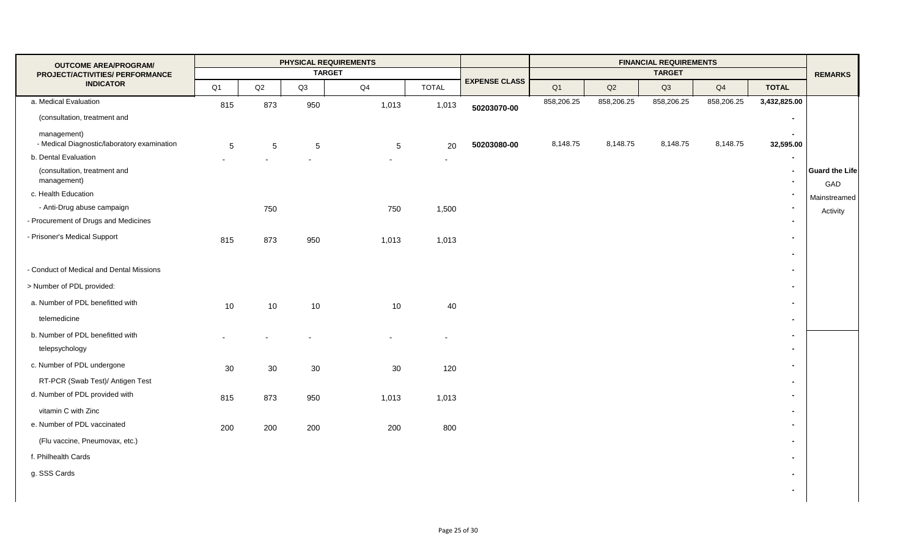| OUTCOME AREA/PROGRAM/ PROJECT/ACTIVITIES/ PERFORMANCE INDICATOR | PHYSICAL REQUIREMENTS TARGET | | | | | EXPENSE CLASS | FINANCIAL REQUIREMENTS TARGET | | | | | REMARKS |
|---|---|---|---|---|---|---|---|---|---|---|---|---|
| | Q1 | Q2 | Q3 | Q4 | TOTAL | | Q1 | Q2 | Q3 | Q4 | TOTAL | |
| a. Medical Evaluation | 815 | 873 | 950 | 1,013 | 1,013 | 50203070-00 | 858,206.25 | 858,206.25 | 858,206.25 | 858,206.25 | 3,432,825.00 | |
| (consultation, treatment and | | | | | | | | | | | - | |
| management) | | | | | | | | | | | - | |
| - Medical Diagnostic/laboratory examination | 5 | 5 | 5 | 5 | 20 | 50203080-00 | 8,148.75 | 8,148.75 | 8,148.75 | 8,148.75 | 32,595.00 | |
| b. Dental Evaluation | - | - | - | - | - | | | | | | - | |
| (consultation, treatment and management) | | | | | | | | | | | - | **Guard the Life** GAD Mainstreamed Activity |
| c. Health Education | | | | | | | | | | | - | |
| - Anti-Drug abuse campaign | | 750 | | 750 | 1,500 | | | | | | - | |
| - Procurement of Drugs and Medicines | | | | | | | | | | | - | |
| - Prisoner's Medical Support | 815 | 873 | 950 | 1,013 | 1,013 | | | | | | - | |
| | | | | | | | | | | | - | |
| - Conduct of Medical and Dental Missions | | | | | | | | | | | - | |
| > Number of PDL provided: | | | | | | | | | | | - | |
| a. Number of PDL benefitted with | 10 | 10 | 10 | 10 | 40 | | | | | | - | |
| telemedicine | | | | | | | | | | | - | |
| b. Number of PDL benefitted with | - | - | - | - | - | | | | | | - | |
| telepsychology | | | | | | | | | | | - | |
| c. Number of PDL undergone | 30 | 30 | 30 | 30 | 120 | | | | | | - | |
| RT-PCR (Swab Test)/ Antigen Test | | | | | | | | | | | - | |
| d. Number of PDL provided with | 815 | 873 | 950 | 1,013 | 1,013 | | | | | | - | |
| vitamin C with Zinc | | | | | | | | | | | - | |
| e. Number of PDL vaccinated | 200 | 200 | 200 | 200 | 800 | | | | | | - | |
| (Flu vaccine, Pneumovax, etc.) | | | | | | | | | | | - | |
| f. Philhealth Cards | | | | | | | | | | | - | |
| g. SSS Cards | | | | | | | | | | | - | |
| | | | | | | | | | | | - | |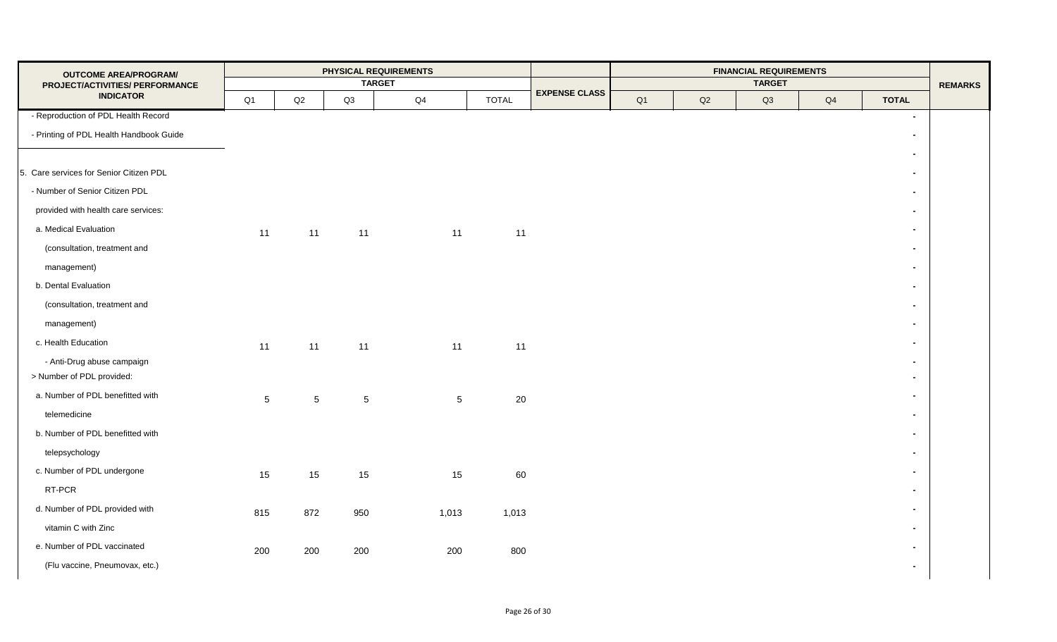| OUTCOME AREA/PROGRAM/ PROJECT/ACTIVITIES/ PERFORMANCE INDICATOR | PHYSICAL REQUIREMENTS TARGET | | | | | EXPENSE CLASS | FINANCIAL REQUIREMENTS TARGET | | | | | REMARKS |
|---|---|---|---|---|---|---|---|---|---|---|---|---|
| | Q1 | Q2 | Q3 | Q4 | TOTAL | | Q1 | Q2 | Q3 | Q4 | TOTAL | |
| - Reproduction of PDL Health Record | | | | | | | | | | | - | |
| - Printing of PDL Health Handbook Guide | | | | | | | | | | | - | |
| | | | | | | | | | | | - | |
| 5. Care services for Senior Citizen PDL | | | | | | | | | | | - | |
| - Number of Senior Citizen PDL | | | | | | | | | | | - | |
| provided with health care services: | | | | | | | | | | | - | |
| a. Medical Evaluation | 11 | 11 | 11 | 11 | 11 | | | | | | - | |
| (consultation, treatment and | | | | | | | | | | | - | |
| management) | | | | | | | | | | | - | |
| b. Dental Evaluation | | | | | | | | | | | - | |
| (consultation, treatment and | | | | | | | | | | | - | |
| management) | | | | | | | | | | | - | |
| c. Health Education | 11 | 11 | 11 | 11 | 11 | | | | | | - | |
| - Anti-Drug abuse campaign | | | | | | | | | | | - | |
| > Number of PDL provided: | | | | | | | | | | | - | |
| a. Number of PDL benefitted with | 5 | 5 | 5 | 5 | 20 | | | | | | - | |
| telemedicine | | | | | | | | | | | - | |
| b. Number of PDL benefitted with | | | | | | | | | | | - | |
| telepsychology | | | | | | | | | | | - | |
| c. Number of PDL undergone | 15 | 15 | 15 | 15 | 60 | | | | | | - | |
| RT-PCR | | | | | | | | | | | - | |
| d. Number of PDL provided with | 815 | 872 | 950 | 1,013 | 1,013 | | | | | | - | |
| vitamin C with Zinc | | | | | | | | | | | - | |
| e. Number of PDL vaccinated | 200 | 200 | 200 | 200 | 800 | | | | | | - | |
| (Flu vaccine, Pneumovax, etc.) | | | | | | | | | | | - | |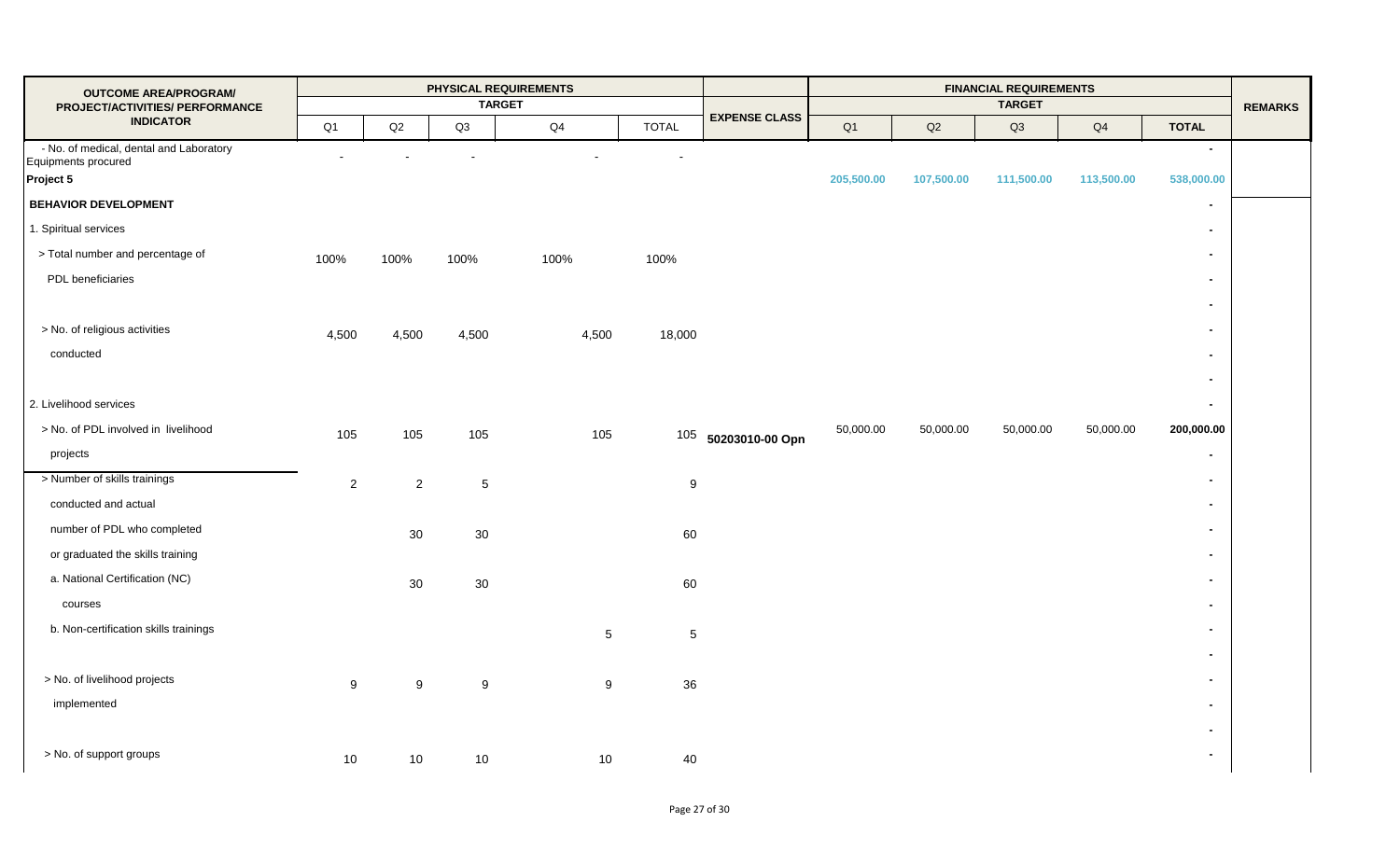| OUTCOME AREA/PROGRAM/ PROJECT/ACTIVITIES/ PERFORMANCE INDICATOR | PHYSICAL REQUIREMENTS TARGET | | | | | EXPENSE CLASS | FINANCIAL REQUIREMENTS TARGET | | | | | REMARKS |
|---|---|---|---|---|---|---|---|---|---|---|---|---|
| | Q1 | Q2 | Q3 | Q4 | TOTAL | | Q1 | Q2 | Q3 | Q4 | TOTAL | |
| - No. of medical, dental and Laboratory Equipments procured | - | - | - | - | - | | | | | | - | |
| **Project 5** | | | | | | | 205,500.00 | 107,500.00 | 111,500.00 | 113,500.00 | 538,000.00 | |
| **BEHAVIOR DEVELOPMENT** | | | | | | | | | | | - | |
| 1. Spiritual services | | | | | | | | | | | - | |
| > Total number and percentage of | 100% | 100% | 100% | 100% | 100% | | | | | | - | |
| PDL beneficiaries | | | | | | | | | | | - | |
| | | | | | | | | | | | - | |
| > No. of religious activities | 4,500 | 4,500 | 4,500 | 4,500 | 18,000 | | | | | | - | |
| conducted | | | | | | | | | | | - | |
| | | | | | | | | | | | - | |
| 2. Livelihood services | | | | | | | | | | | - | |
| > No. of PDL involved in livelihood | 105 | 105 | 105 | 105 | 105 | 50203010-00 Opn | 50,000.00 | 50,000.00 | 50,000.00 | 50,000.00 | 200,000.00 | |
| projects | | | | | | | | | | | - | |
| > Number of skills trainings | 2 | 2 | 5 | | 9 | | | | | | - | |
| conducted and actual | | | | | | | | | | | - | |
| number of PDL who completed | | 30 | 30 | | 60 | | | | | | - | |
| or graduated the skills training | | | | | | | | | | | - | |
| a. National Certification (NC) | | 30 | 30 | | 60 | | | | | | - | |
| courses | | | | | | | | | | | - | |
| b. Non-certification skills trainings | | | | 5 | 5 | | | | | | - | |
| | | | | | | | | | | | - | |
| > No. of livelihood projects | 9 | 9 | 9 | 9 | 36 | | | | | | - | |
| implemented | | | | | | | | | | | - | |
| | | | | | | | | | | | - | |
| > No. of support groups | 10 | 10 | 10 | 10 | 40 | | | | | | - | |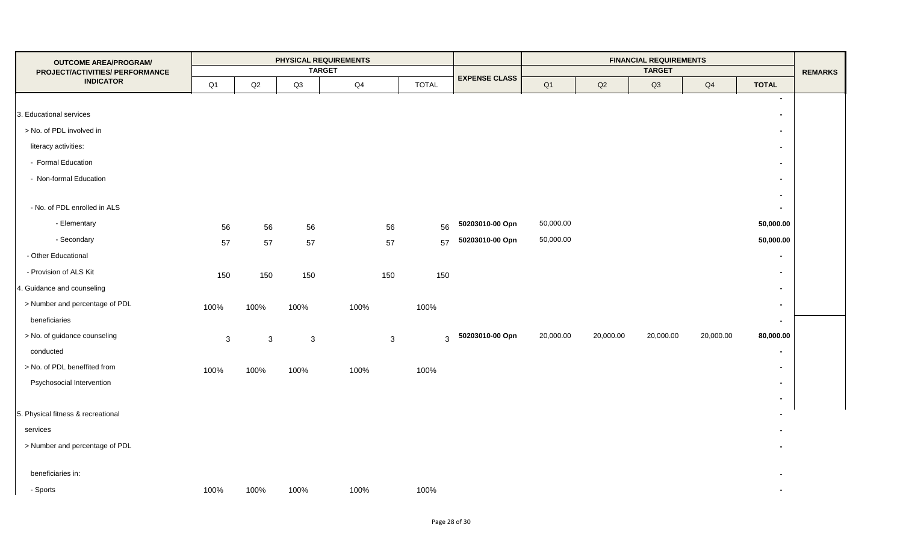| OUTCOME AREA/PROGRAM/ PROJECT/ACTIVITIES/ PERFORMANCE INDICATOR | PHYSICAL REQUIREMENTS TARGET | | | | | EXPENSE CLASS | FINANCIAL REQUIREMENTS TARGET | | | | | REMARKS |
|---|---|---|---|---|---|---|---|---|---|---|---|---|
| | Q1 | Q2 | Q3 | Q4 | TOTAL | | Q1 | Q2 | Q3 | Q4 | TOTAL | |
| | | | | | | | | | | | - | |
| 3. Educational services | | | | | | | | | | | - | |
| > No. of PDL involved in | | | | | | | | | | | - | |
| literacy activities: | | | | | | | | | | | - | |
| - Formal Education | | | | | | | | | | | - | |
| - Non-formal Education | | | | | | | | | | | - | |
| | | | | | | | | | | | - | |
| - No. of PDL enrolled in ALS | | | | | | | | | | | - | |
| - Elementary | 56 | 56 | 56 | 56 | 56 | 50203010-00 Opn | 50,000.00 | | | | 50,000.00 | |
| - Secondary | 57 | 57 | 57 | 57 | 57 | 50203010-00 Opn | 50,000.00 | | | | 50,000.00 | |
| - Other Educational | | | | | | | | | | | - | |
| - Provision of ALS Kit | 150 | 150 | 150 | 150 | 150 | | | | | | - | |
| 4. Guidance and counseling | | | | | | | | | | | - | |
| > Number and percentage of PDL | 100% | 100% | 100% | 100% | 100% | | | | | | - | |
| beneficiaries | | | | | | | | | | | - | |
| > No. of guidance counseling | 3 | 3 | 3 | 3 | 3 | 50203010-00 Opn | 20,000.00 | 20,000.00 | 20,000.00 | 20,000.00 | 80,000.00 | |
| conducted | | | | | | | | | | | - | |
| > No. of PDL beneffited from | 100% | 100% | 100% | 100% | 100% | | | | | | - | |
| Psychosocial Intervention | | | | | | | | | | | - | |
| | | | | | | | | | | | - | |
| 5. Physical fitness & recreational | | | | | | | | | | | - | |
| services | | | | | | | | | | | - | |
| > Number and percentage of PDL | | | | | | | | | | | - | |
| beneficiaries in: | | | | | | | | | | | - | |
| - Sports | 100% | 100% | 100% | 100% | 100% | | | | | | - | |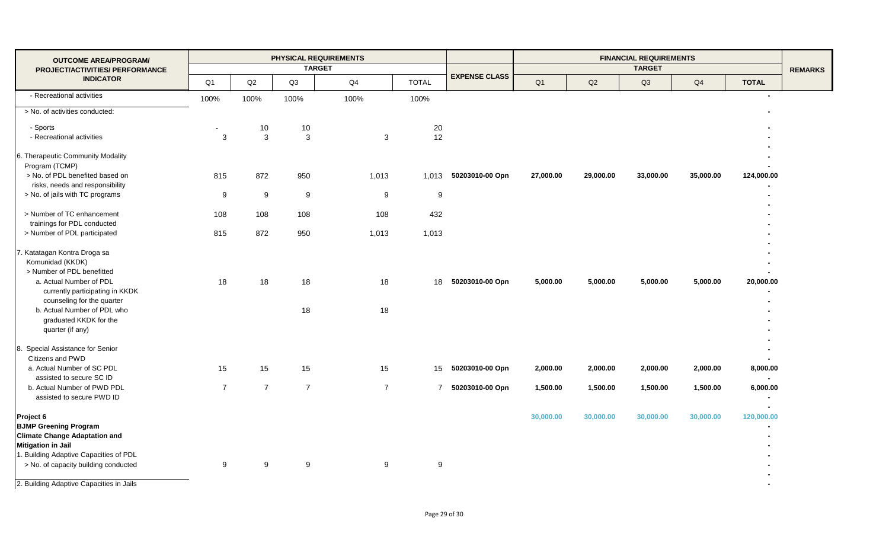| OUTCOME AREA/PROGRAM/ PROJECT/ACTIVITIES/ PERFORMANCE INDICATOR | PHYSICAL REQUIREMENTS TARGET | | | | | EXPENSE CLASS | FINANCIAL REQUIREMENTS TARGET | | | | | REMARKS |
|---|---|---|---|---|---|---|---|---|---|---|---|---|
| | Q1 | Q2 | Q3 | Q4 | TOTAL | | Q1 | Q2 | Q3 | Q4 | TOTAL | |
| - Recreational activities | 100% | 100% | 100% | 100% | 100% | | | | | | - | |
| > No. of activities conducted: | | | | | | | | | | | - | |
| - Sports | - | 10 | 10 | | 20 | | | | | | - | |
| - Recreational activities | 3 | 3 | 3 | 3 | 12 | | | | | | - | |
| | | | | | | | | | | | - | |
| 6. Therapeutic Community Modality Program (TCMP) | | | | | | | | | | | - | |
| > No. of PDL benefited based on risks, needs and responsibility | 815 | 872 | 950 | 1,013 | 1,013 | 50203010-00 Opn | 27,000.00 | 29,000.00 | 33,000.00 | 35,000.00 | 124,000.00 | |
| > No. of jails with TC programs | 9 | 9 | 9 | 9 | 9 | | | | | | - | |
| | | | | | | | | | | | - | |
| > Number of TC enhancement trainings for PDL conducted | 108 | 108 | 108 | 108 | 432 | | | | | | - | |
| > Number of PDL participated | 815 | 872 | 950 | 1,013 | 1,013 | | | | | | - | |
| | | | | | | | | | | | - | |
| 7. Katatagan Kontra Droga sa Komunidad (KKDK) | | | | | | | | | | | - | |
| > Number of PDL benefitted | | | | | | | | | | | - | |
| a. Actual Number of PDL currently participating in KKDK counseling for the quarter | 18 | 18 | 18 | 18 | 18 | 50203010-00 Opn | 5,000.00 | 5,000.00 | 5,000.00 | 5,000.00 | 20,000.00 | |
| b. Actual Number of PDL who graduated KKDK for the quarter (if any) | | | 18 | 18 | | | | | | | - | |
| | | | | | | | | | | | - | |
| 8. Special Assistance for Senior Citizens and PWD | | | | | | | | | | | - | |
| a. Actual Number of SC PDL assisted to secure SC ID | 15 | 15 | 15 | 15 | 15 | 50203010-00 Opn | 2,000.00 | 2,000.00 | 2,000.00 | 2,000.00 | 8,000.00 | |
| b. Actual Number of PWD PDL assisted to secure PWD ID | 7 | 7 | 7 | 7 | 7 | 50203010-00 Opn | 1,500.00 | 1,500.00 | 1,500.00 | 1,500.00 | 6,000.00 | |
| | | | | | | | | | | | - | |
| **Project 6** | | | | | | | 30,000.00 | 30,000.00 | 30,000.00 | 30,000.00 | 120,000.00 | |
| **BJMP Greening Program** | | | | | | | | | | | - | |
| **Climate Change Adaptation and Mitigation in Jail** | | | | | | | | | | | - | |
| 1. Building Adaptive Capacities of PDL | | | | | | | | | | | - | |
| > No. of capacity building conducted | 9 | 9 | 9 | 9 | 9 | | | | | | - | |
| | | | | | | | | | | | - | |
| 2. Building Adaptive Capacities in Jails | | | | | | | | | | | - | |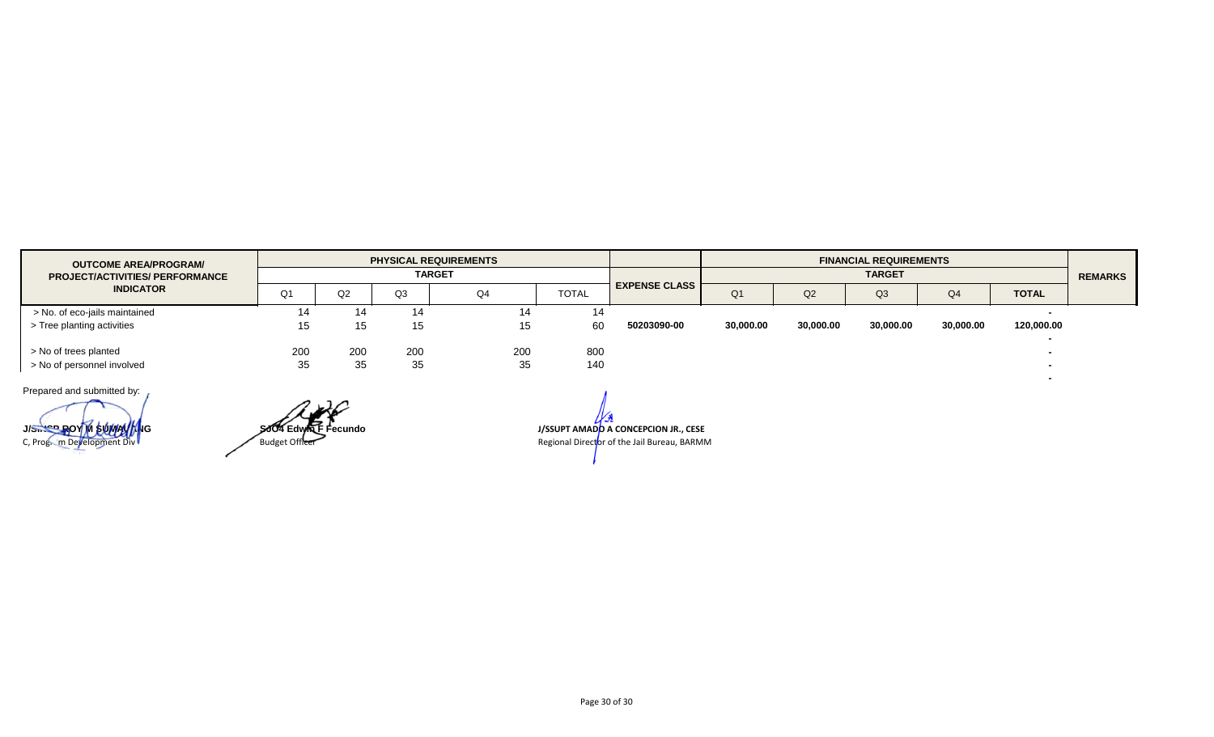| OUTCOME AREA/PROGRAM/ PROJECT/ACTIVITIES/ PERFORMANCE INDICATOR | PHYSICAL REQUIREMENTS | | | | | EXPENSE CLASS | FINANCIAL REQUIREMENTS | | | | | REMARKS |
|---|---|---|---|---|---|---|---|---|---|---|---|---|
| | TARGET | | | | | | TARGET | | | | | |
| | Q1 | Q2 | Q3 | Q4 | TOTAL | | Q1 | Q2 | Q3 | Q4 | TOTAL | |
| > No. of eco-jails maintained | 14 | 14 | 14 | 14 | 14 | | | | | | - | |
| > Tree planting activities | 15 | 15 | 15 | 15 | 60 | 50203090-00 | 30,000.00 | 30,000.00 | 30,000.00 | 30,000.00 | 120,000.00 | |
| | | | | | | | | | | | - | |
| > No of trees planted | 200 | 200 | 200 | 200 | 800 | | | | | | - | |
| > No of personnel involved | 35 | 35 | 35 | 35 | 140 | | | | | | - | |
| | | | | | | | | | | | - | |

Prepared and submitted by:

**J/SINSP ROY M SUMALINOG**
C, Program Development Div

**SJO4 Edwin F Fecundo**
Budget Officer

**J/SSUPT AMADO A CONCEPCION JR., CESE**
Regional Director of the Jail Bureau, BARMM